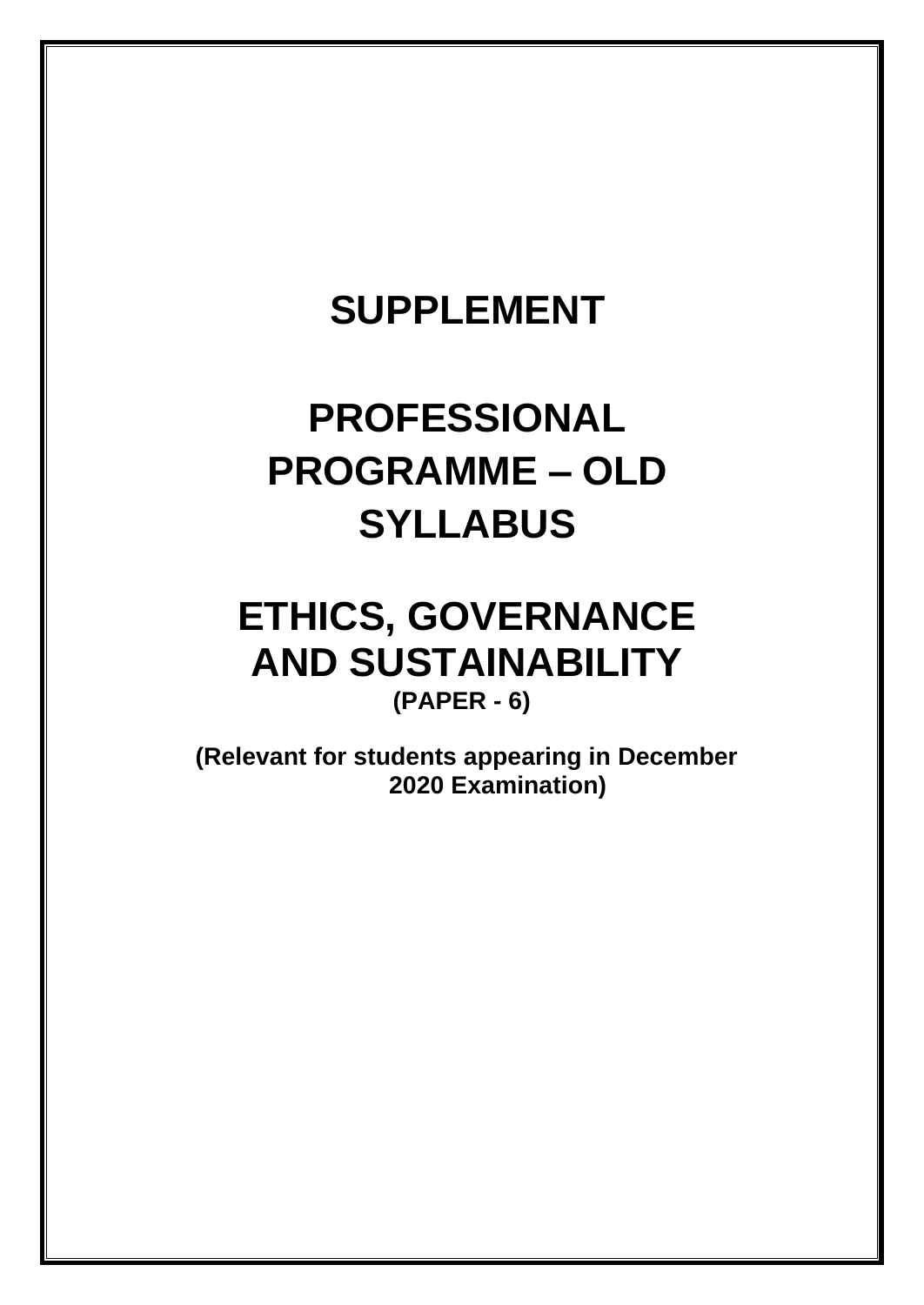# SUPPLEMENT

# PROFESSIONAL PROGRAMME – OLD SYLLABUS

# ETHICS, GOVERNANCE AND SUSTAINABILITY

**(PAPER - 6)**

**(Relevant for students appearing in December 2020 Examination)**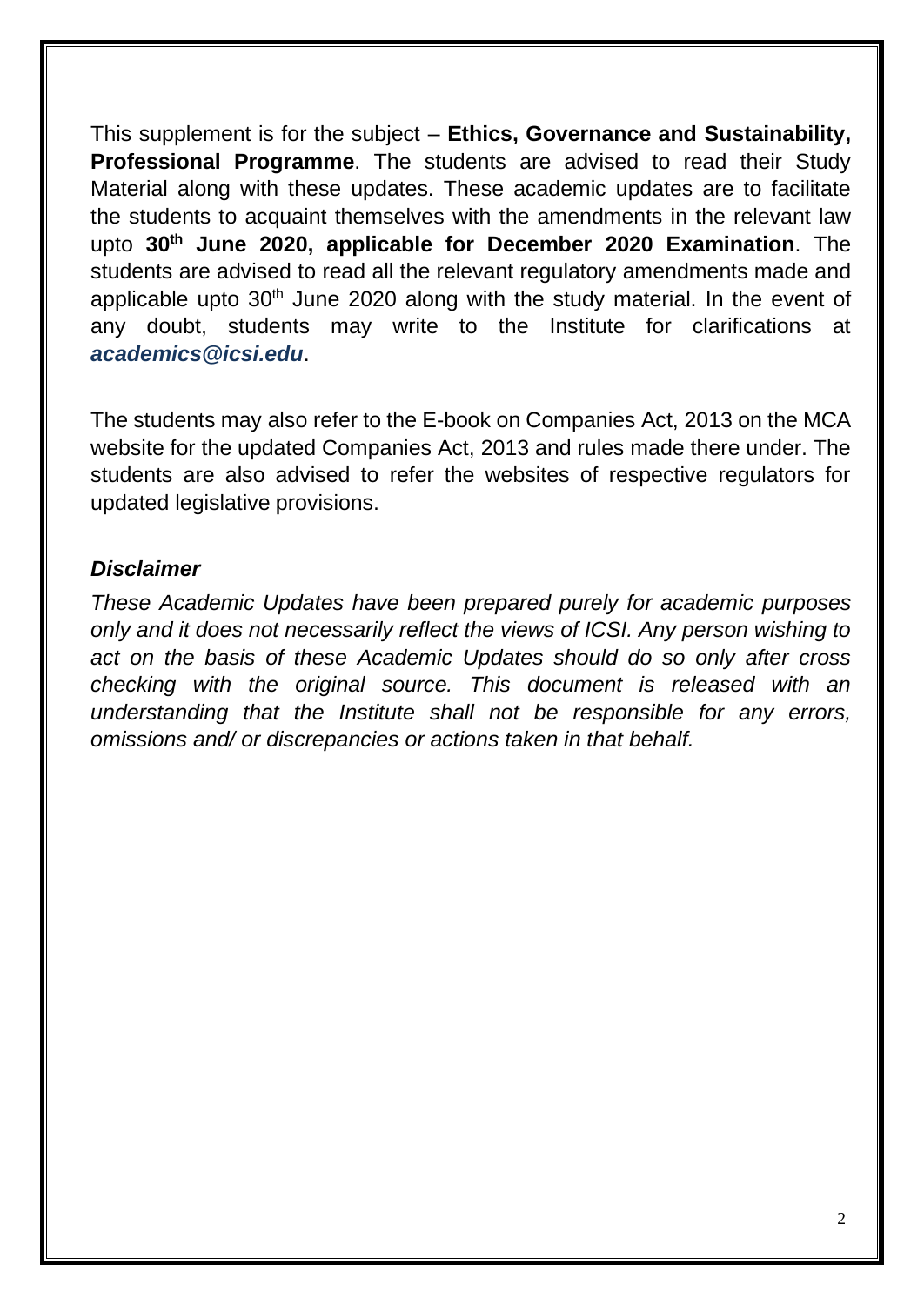This supplement is for the subject – **Ethics, Governance and Sustainability, Professional Programme**. The students are advised to read their Study Material along with these updates. These academic updates are to facilitate the students to acquaint themselves with the amendments in the relevant law upto **30th June 2020, applicable for December 2020 Examination**. The students are advised to read all the relevant regulatory amendments made and applicable upto 30th June 2020 along with the study material. In the event of any doubt, students may write to the Institute for clarifications at ***academics@icsi.edu***.

The students may also refer to the E-book on Companies Act, 2013 on the MCA website for the updated Companies Act, 2013 and rules made there under. The students are also advised to refer the websites of respective regulators for updated legislative provisions.

***Disclaimer***

*These Academic Updates have been prepared purely for academic purposes only and it does not necessarily reflect the views of ICSI. Any person wishing to act on the basis of these Academic Updates should do so only after cross checking with the original source. This document is released with an understanding that the Institute shall not be responsible for any errors, omissions and/ or discrepancies or actions taken in that behalf.*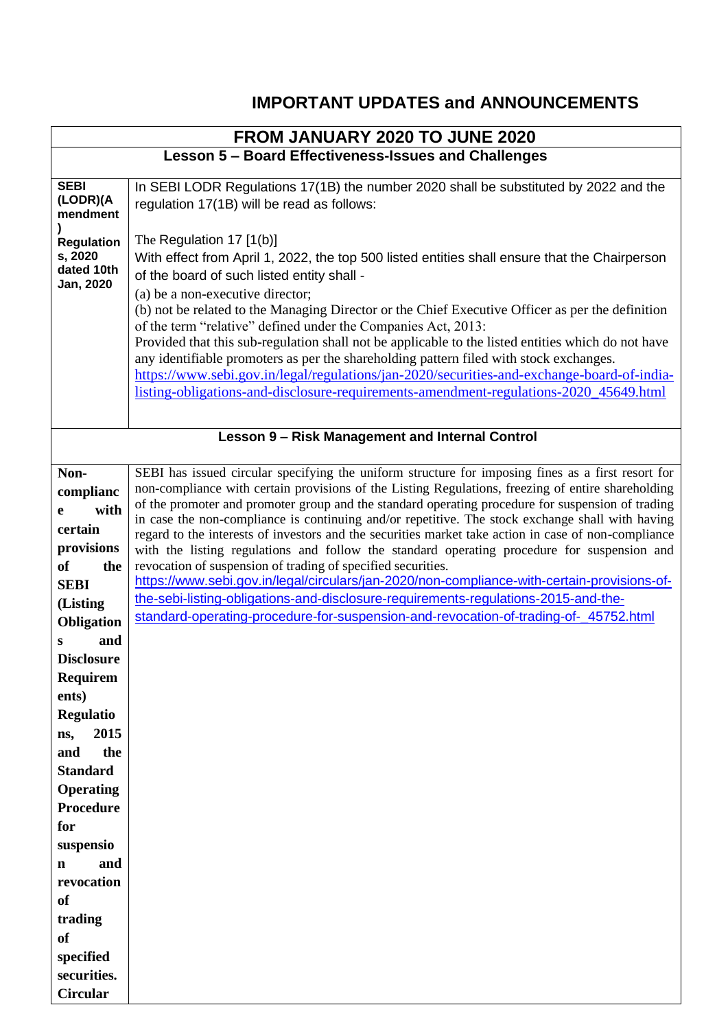# IMPORTANT UPDATES and ANNOUNCEMENTS

| FROM JANUARY 2020 TO JUNE 2020 | |
|---|---|
| **Lesson 5 – Board Effectiveness-Issues and Challenges** | |
| **SEBI (LODR)(Amendment) Regulations, 2020 dated 10th Jan, 2020** | In SEBI LODR Regulations 17(1B) the number 2020 shall be substituted by 2022 and the regulation 17(1B) will be read as follows:<br><br>The Regulation 17 [1(b)]<br>With effect from April 1, 2022, the top 500 listed entities shall ensure that the Chairperson of the board of such listed entity shall -<br>(a) be a non-executive director;<br>(b) not be related to the Managing Director or the Chief Executive Officer as per the definition of the term "relative" defined under the Companies Act, 2013:<br>Provided that this sub-regulation shall not be applicable to the listed entities which do not have any identifiable promoters as per the shareholding pattern filed with stock exchanges.<br>https://www.sebi.gov.in/legal/regulations/jan-2020/securities-and-exchange-board-of-india-listing-obligations-and-disclosure-requirements-amendment-regulations-2020_45649.html |
| **Lesson 9 – Risk Management and Internal Control** | |
| **Non-compliance with certain provisions of the SEBI (Listing Obligations and Disclosure Requirements) Regulations, 2015 and the Standard Operating Procedure for suspension and revocation of trading of specified securities. Circular** | SEBI has issued circular specifying the uniform structure for imposing fines as a first resort for non-compliance with certain provisions of the Listing Regulations, freezing of entire shareholding of the promoter and promoter group and the standard operating procedure for suspension of trading in case the non-compliance is continuing and/or repetitive. The stock exchange shall with having regard to the interests of investors and the securities market take action in case of non-compliance with the listing regulations and follow the standard operating procedure for suspension and revocation of suspension of trading of specified securities.<br>https://www.sebi.gov.in/legal/circulars/jan-2020/non-compliance-with-certain-provisions-of-the-sebi-listing-obligations-and-disclosure-requirements-regulations-2015-and-the-standard-operating-procedure-for-suspension-and-revocation-of-trading-of-_45752.html |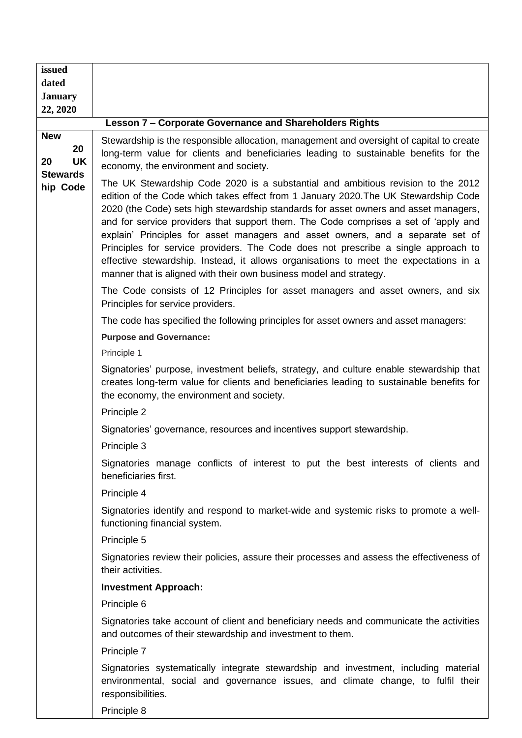| issued dated January 22, 2020 | |
|---|---|
| **Lesson 7 – Corporate Governance and Shareholders Rights** | |
| **New 2020 UK Stewardship Code** | Stewardship is the responsible allocation, management and oversight of capital to create long-term value for clients and beneficiaries leading to sustainable benefits for the economy, the environment and society.<br><br>The UK Stewardship Code 2020 is a substantial and ambitious revision to the 2012 edition of the Code which takes effect from 1 January 2020.The UK Stewardship Code 2020 (the Code) sets high stewardship standards for asset owners and asset managers, and for service providers that support them. The Code comprises a set of 'apply and explain' Principles for asset managers and asset owners, and a separate set of Principles for service providers. The Code does not prescribe a single approach to effective stewardship. Instead, it allows organisations to meet the expectations in a manner that is aligned with their own business model and strategy.<br><br>The Code consists of 12 Principles for asset managers and asset owners, and six Principles for service providers.<br><br>The code has specified the following principles for asset owners and asset managers:<br><br>**Purpose and Governance:**<br><br>Principle 1<br><br>Signatories' purpose, investment beliefs, strategy, and culture enable stewardship that creates long-term value for clients and beneficiaries leading to sustainable benefits for the economy, the environment and society.<br><br>Principle 2<br><br>Signatories' governance, resources and incentives support stewardship.<br><br>Principle 3<br><br>Signatories manage conflicts of interest to put the best interests of clients and beneficiaries first.<br><br>Principle 4<br><br>Signatories identify and respond to market-wide and systemic risks to promote a well-functioning financial system.<br><br>Principle 5<br><br>Signatories review their policies, assure their processes and assess the effectiveness of their activities.<br><br>**Investment Approach:**<br><br>Principle 6<br><br>Signatories take account of client and beneficiary needs and communicate the activities and outcomes of their stewardship and investment to them.<br><br>Principle 7<br><br>Signatories systematically integrate stewardship and investment, including material environmental, social and governance issues, and climate change, to fulfil their responsibilities.<br><br>Principle 8 |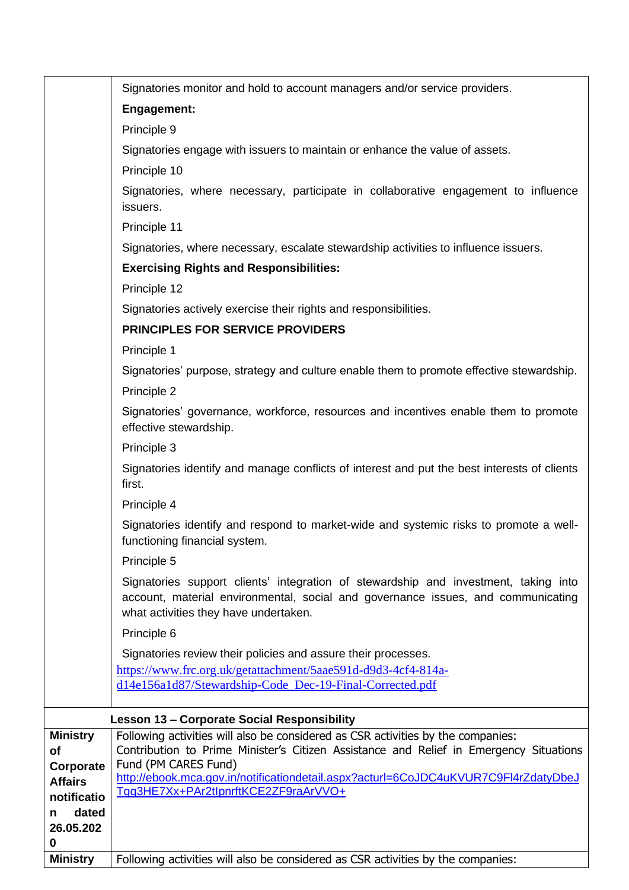| | |
|---|---|
| | Signatories monitor and hold to account managers and/or service providers.<br><br>**Engagement:**<br><br>Principle 9<br><br>Signatories engage with issuers to maintain or enhance the value of assets.<br><br>Principle 10<br><br>Signatories, where necessary, participate in collaborative engagement to influence issuers.<br><br>Principle 11<br><br>Signatories, where necessary, escalate stewardship activities to influence issuers.<br><br>**Exercising Rights and Responsibilities:**<br><br>Principle 12<br><br>Signatories actively exercise their rights and responsibilities.<br><br>**PRINCIPLES FOR SERVICE PROVIDERS**<br><br>Principle 1<br><br>Signatories' purpose, strategy and culture enable them to promote effective stewardship.<br><br>Principle 2<br><br>Signatories' governance, workforce, resources and incentives enable them to promote effective stewardship.<br><br>Principle 3<br><br>Signatories identify and manage conflicts of interest and put the best interests of clients first.<br><br>Principle 4<br><br>Signatories identify and respond to market-wide and systemic risks to promote a well-functioning financial system.<br><br>Principle 5<br><br>Signatories support clients' integration of stewardship and investment, taking into account, material environmental, social and governance issues, and communicating what activities they have undertaken.<br><br>Principle 6<br><br>Signatories review their policies and assure their processes.<br>https://www.frc.org.uk/getattachment/5aae591d-d9d3-4cf4-814a-d14e156a1d87/Stewardship-Code_Dec-19-Final-Corrected.pdf |
| | **Lesson 13 – Corporate Social Responsibility** |
| **Ministry of Corporate Affairs notification dated 26.05.2020** | Following activities will also be considered as CSR activities by the companies:<br>Contribution to Prime Minister's Citizen Assistance and Relief in Emergency Situations Fund (PM CARES Fund)<br>http://ebook.mca.gov.in/notificationdetail.aspx?acturl=6CoJDC4uKVUR7C9Fl4rZdatyDbeJTqg3HE7Xx+PAr2tIpnrftKCE2ZF9raArVVO+ |
| **Ministry** | Following activities will also be considered as CSR activities by the companies: |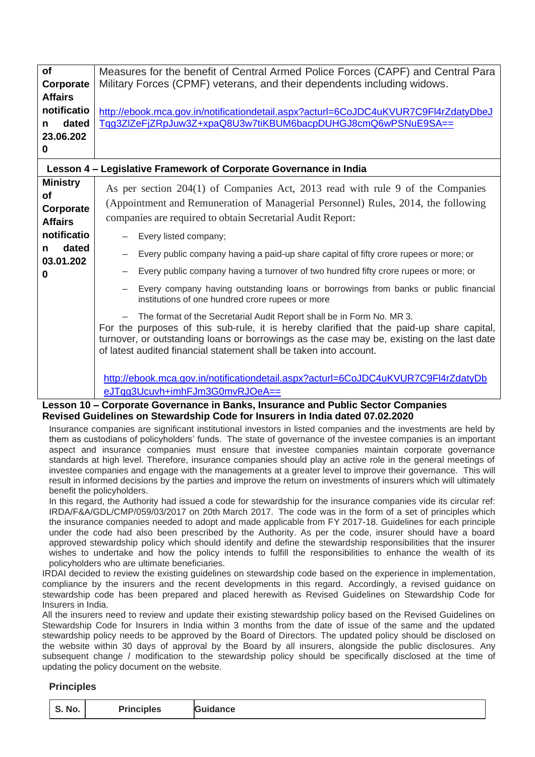| of Corporate Affairs notification dated 23.06.2020 | Measures for the benefit of Central Armed Police Forces (CAPF) and Central Para Military Forces (CPMF) veterans, and their dependents including widows.<br><br>http://ebook.mca.gov.in/notificationdetail.aspx?acturl=6CoJDC4uKVUR7C9Fl4rZdatyDbeJTqg3ZlZeFjZRpJuw3Z+xpaQ8U3w7tiKBUM6bacpDUHGJ8cmQ6wPSNuE9SA== |
|---|---|
| **Lesson 4 – Legislative Framework of Corporate Governance in India** | |
| Ministry of Corporate Affairs notification dated 03.01.2020 | As per section 204(1) of Companies Act, 2013 read with rule 9 of the Companies (Appointment and Remuneration of Managerial Personnel) Rules, 2014, the following companies are required to obtain Secretarial Audit Report:<br>– Every listed company;<br>– Every public company having a paid-up share capital of fifty crore rupees or more; or<br>– Every public company having a turnover of two hundred fifty crore rupees or more; or<br>– Every company having outstanding loans or borrowings from banks or public financial institutions of one hundred crore rupees or more<br>– The format of the Secretarial Audit Report shall be in Form No. MR 3.<br>For the purposes of this sub-rule, it is hereby clarified that the paid-up share capital, turnover, or outstanding loans or borrowings as the case may be, existing on the last date of latest audited financial statement shall be taken into account.<br><br>http://ebook.mca.gov.in/notificationdetail.aspx?acturl=6CoJDC4uKVUR7C9Fl4rZdatyDbeJTqg3Ucuvh+imhFJm3G0mvRJOeA== |

**Lesson 10 – Corporate Governance in Banks, Insurance and Public Sector Companies**
**Revised Guidelines on Stewardship Code for Insurers in India dated 07.02.2020**

Insurance companies are significant institutional investors in listed companies and the investments are held by them as custodians of policyholders' funds. The state of governance of the investee companies is an important aspect and insurance companies must ensure that investee companies maintain corporate governance standards at high level. Therefore, insurance companies should play an active role in the general meetings of investee companies and engage with the managements at a greater level to improve their governance. This will result in informed decisions by the parties and improve the return on investments of insurers which will ultimately benefit the policyholders.

In this regard, the Authority had issued a code for stewardship for the insurance companies vide its circular ref: IRDA/F&A/GDL/CMP/059/03/2017 on 20th March 2017. The code was in the form of a set of principles which the insurance companies needed to adopt and made applicable from FY 2017-18. Guidelines for each principle under the code had also been prescribed by the Authority. As per the code, insurer should have a board approved stewardship policy which should identify and define the stewardship responsibilities that the insurer wishes to undertake and how the policy intends to fulfill the responsibilities to enhance the wealth of its policyholders who are ultimate beneficiaries.

IRDAI decided to review the existing guidelines on stewardship code based on the experience in implementation, compliance by the insurers and the recent developments in this regard. Accordingly, a revised guidance on stewardship code has been prepared and placed herewith as Revised Guidelines on Stewardship Code for Insurers in India.

All the insurers need to review and update their existing stewardship policy based on the Revised Guidelines on Stewardship Code for Insurers in India within 3 months from the date of issue of the same and the updated stewardship policy needs to be approved by the Board of Directors. The updated policy should be disclosed on the website within 30 days of approval by the Board by all insurers, alongside the public disclosures. Any subsequent change / modification to the stewardship policy should be specifically disclosed at the time of updating the policy document on the website.

**Principles**

| S. No. | Principles | Guidance |
|---|---|---|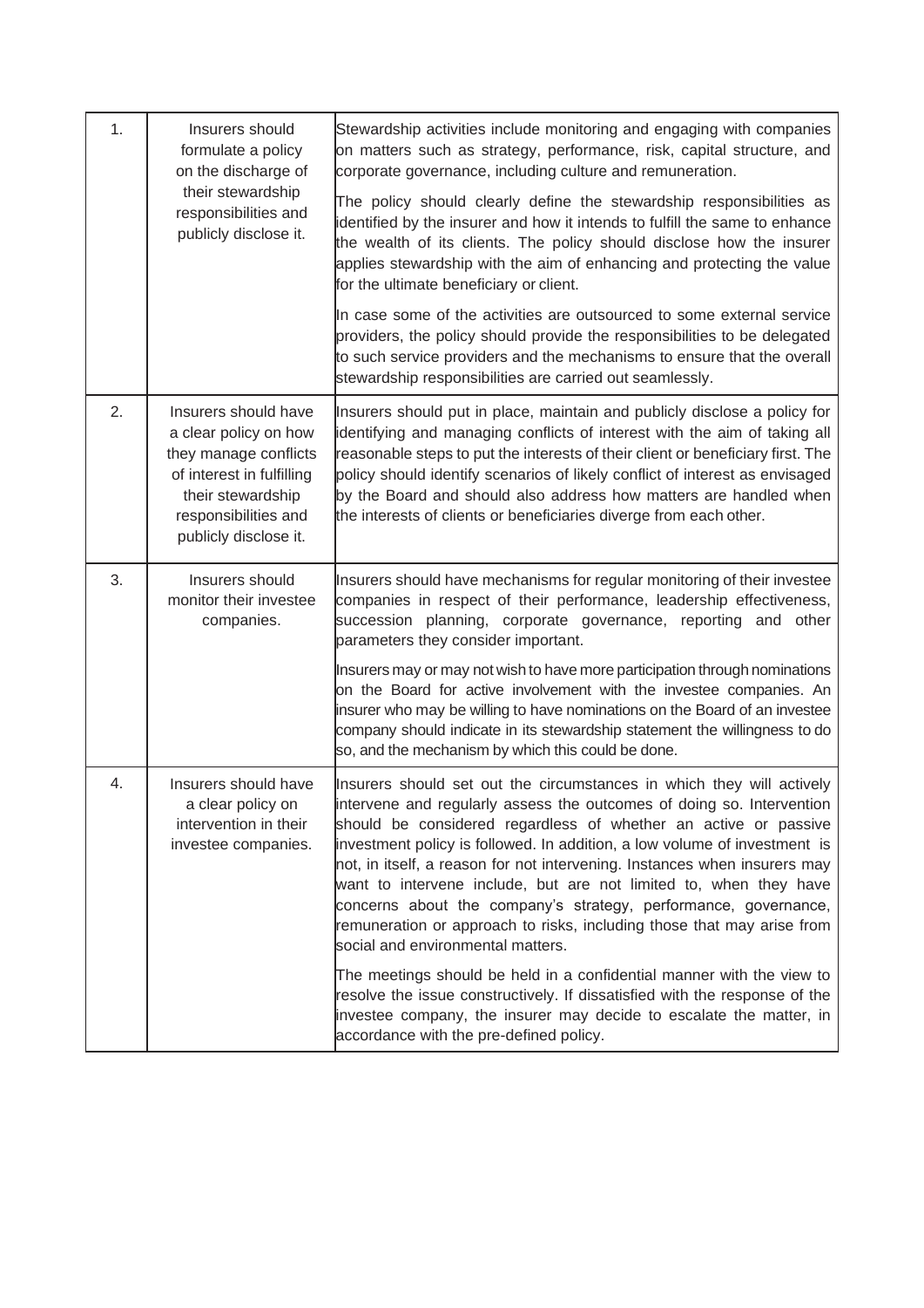| | | |
|---|---|---|
| 1. | Insurers should formulate a policy on the discharge of their stewardship responsibilities and publicly disclose it. | Stewardship activities include monitoring and engaging with companies on matters such as strategy, performance, risk, capital structure, and corporate governance, including culture and remuneration.<br><br>The policy should clearly define the stewardship responsibilities as identified by the insurer and how it intends to fulfill the same to enhance the wealth of its clients. The policy should disclose how the insurer applies stewardship with the aim of enhancing and protecting the value for the ultimate beneficiary or client.<br><br>In case some of the activities are outsourced to some external service providers, the policy should provide the responsibilities to be delegated to such service providers and the mechanisms to ensure that the overall stewardship responsibilities are carried out seamlessly. |
| 2. | Insurers should have a clear policy on how they manage conflicts of interest in fulfilling their stewardship responsibilities and publicly disclose it. | Insurers should put in place, maintain and publicly disclose a policy for identifying and managing conflicts of interest with the aim of taking all reasonable steps to put the interests of their client or beneficiary first. The policy should identify scenarios of likely conflict of interest as envisaged by the Board and should also address how matters are handled when the interests of clients or beneficiaries diverge from each other. |
| 3. | Insurers should monitor their investee companies. | Insurers should have mechanisms for regular monitoring of their investee companies in respect of their performance, leadership effectiveness, succession planning, corporate governance, reporting and other parameters they consider important.<br><br>Insurers may or may not wish to have more participation through nominations on the Board for active involvement with the investee companies. An insurer who may be willing to have nominations on the Board of an investee company should indicate in its stewardship statement the willingness to do so, and the mechanism by which this could be done. |
| 4. | Insurers should have a clear policy on intervention in their investee companies. | Insurers should set out the circumstances in which they will actively intervene and regularly assess the outcomes of doing so. Intervention should be considered regardless of whether an active or passive investment policy is followed. In addition, a low volume of investment is not, in itself, a reason for not intervening. Instances when insurers may want to intervene include, but are not limited to, when they have concerns about the company's strategy, performance, governance, remuneration or approach to risks, including those that may arise from social and environmental matters.<br><br>The meetings should be held in a confidential manner with the view to resolve the issue constructively. If dissatisfied with the response of the investee company, the insurer may decide to escalate the matter, in accordance with the pre-defined policy. |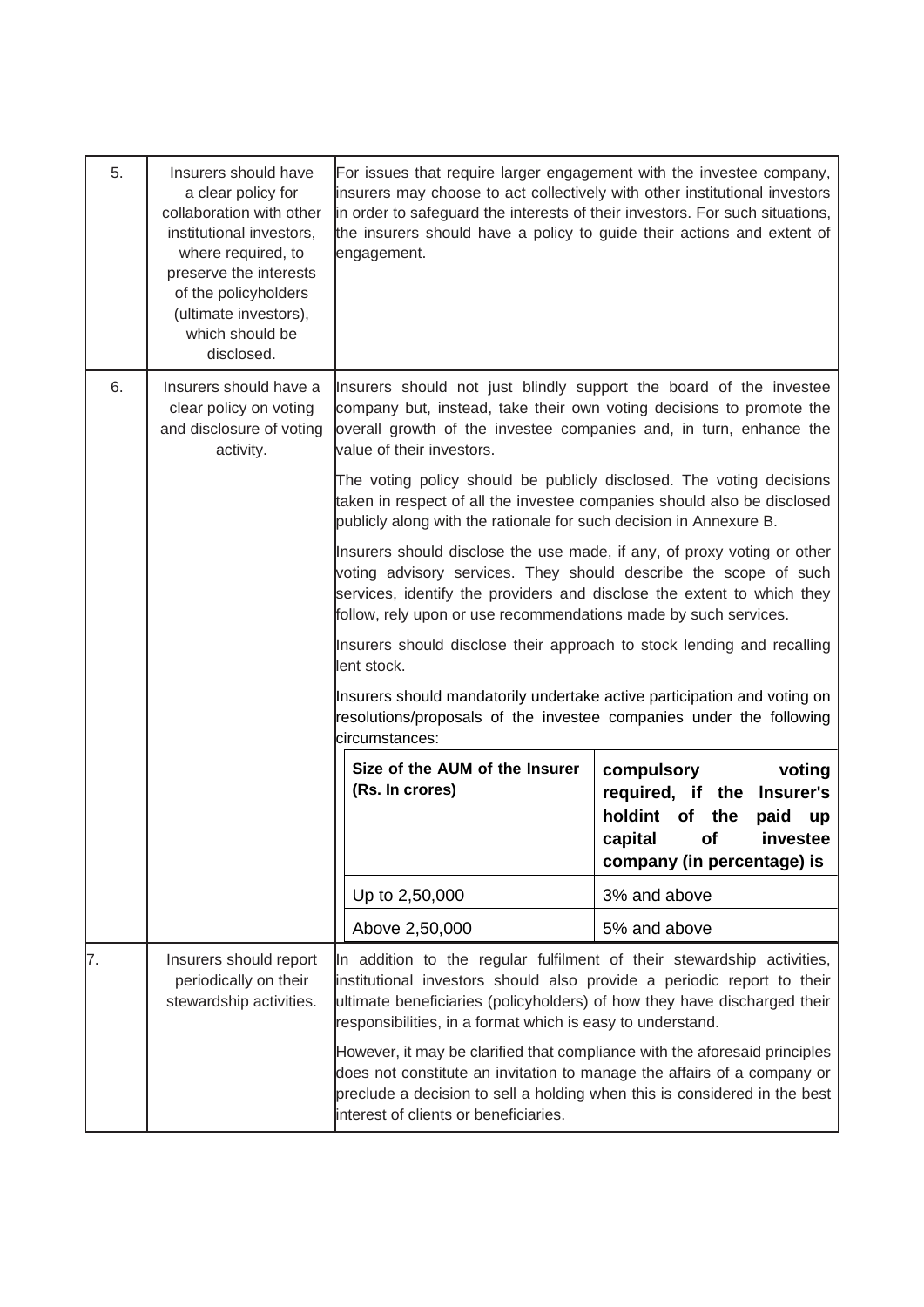| 5. | Insurers should have a clear policy for collaboration with other institutional investors, where required, to preserve the interests of the policyholders (ultimate investors), which should be disclosed. | For issues that require larger engagement with the investee company, insurers may choose to act collectively with other institutional investors in order to safeguard the interests of their investors. For such situations, the insurers should have a policy to guide their actions and extent of engagement. |
|---|---|---|
| 6. | Insurers should have a clear policy on voting and disclosure of voting activity. | Insurers should not just blindly support the board of the investee company but, instead, take their own voting decisions to promote the overall growth of the investee companies and, in turn, enhance the value of their investors.<br><br>The voting policy should be publicly disclosed. The voting decisions taken in respect of all the investee companies should also be disclosed publicly along with the rationale for such decision in Annexure B.<br><br>Insurers should disclose the use made, if any, of proxy voting or other voting advisory services. They should describe the scope of such services, identify the providers and disclose the extent to which they follow, rely upon or use recommendations made by such services.<br><br>Insurers should disclose their approach to stock lending and recalling lent stock.<br><br>Insurers should mandatorily undertake active participation and voting on resolutions/proposals of the investee companies under the following circumstances:<br><br>**Size of the AUM of the Insurer (Rs. In crores)** — **compulsory voting required, if the Insurer's holdint of the paid up capital of investee company (in percentage) is**<br>Up to 2,50,000 — 3% and above<br>Above 2,50,000 — 5% and above |
| 7. | Insurers should report periodically on their stewardship activities. | In addition to the regular fulfilment of their stewardship activities, institutional investors should also provide a periodic report to their ultimate beneficiaries (policyholders) of how they have discharged their responsibilities, in a format which is easy to understand.<br><br>However, it may be clarified that compliance with the aforesaid principles does not constitute an invitation to manage the affairs of a company or preclude a decision to sell a holding when this is considered in the best interest of clients or beneficiaries. |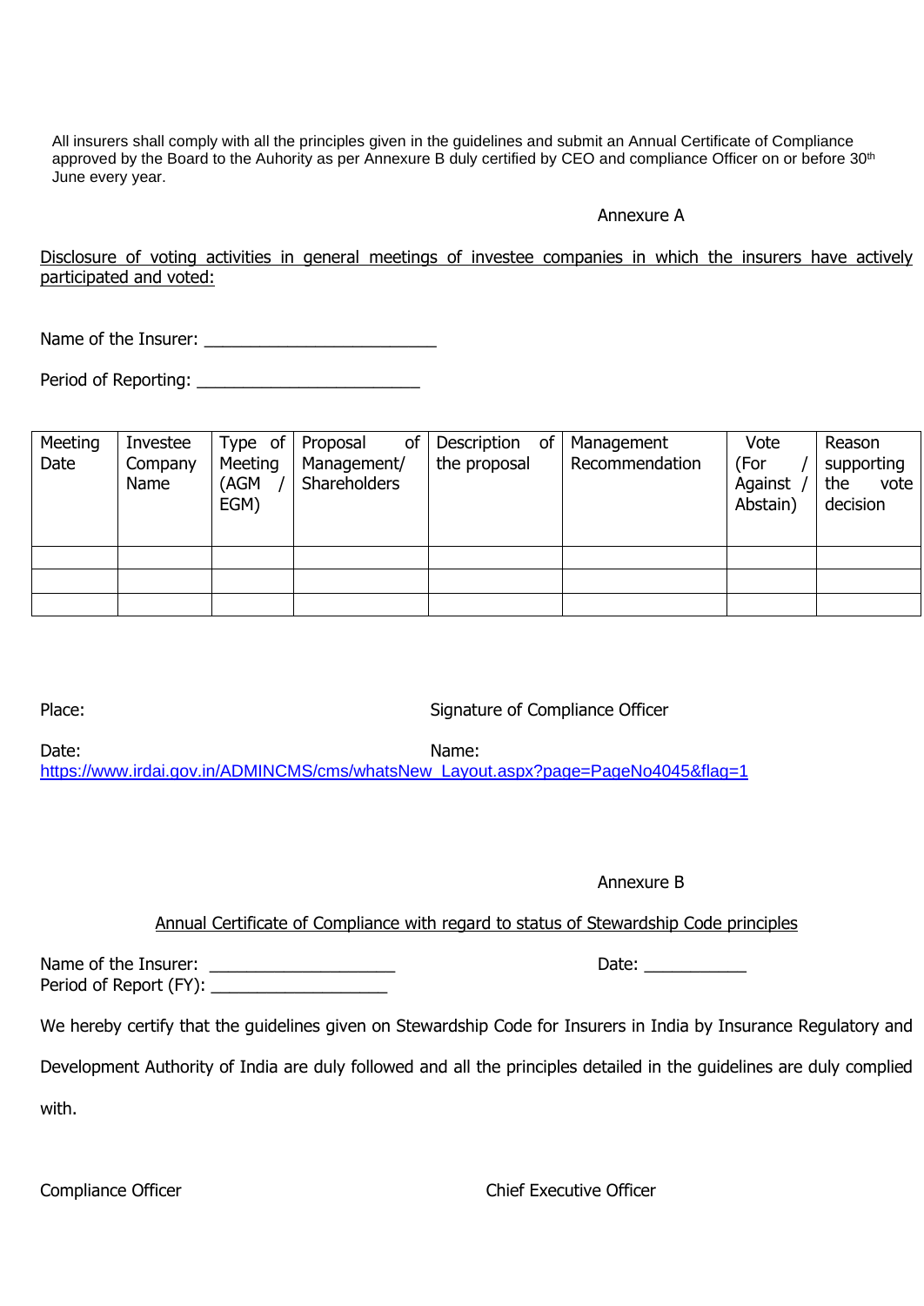All insurers shall comply with all the principles given in the guidelines and submit an Annual Certificate of Compliance approved by the Board to the Auhority as per Annexure B duly certified by CEO and compliance Officer on or before 30th June every year.

Annexure A

Disclosure of voting activities in general meetings of investee companies in which the insurers have actively participated and voted:

Name of the Insurer: ________________________

Period of Reporting: ________________________

| Meeting Date | Investee Company Name | Type of Meeting (AGM / EGM) | Proposal of Management/ Shareholders | Description of the proposal | Management Recommendation | Vote (For / Against / Abstain) | Reason supporting the vote decision |
|---|---|---|---|---|---|---|---|
| | | | | | | | |
| | | | | | | | |
| | | | | | | | |

Place: Signature of Compliance Officer

Date: Name:

https://www.irdai.gov.in/ADMINCMS/cms/whatsNew_Layout.aspx?page=PageNo4045&flag=1

Annexure B

Annual Certificate of Compliance with regard to status of Stewardship Code principles

Name of the Insurer: ___________________ Date: ___________

Period of Report (FY): ___________________

We hereby certify that the guidelines given on Stewardship Code for Insurers in India by Insurance Regulatory and Development Authority of India are duly followed and all the principles detailed in the guidelines are duly complied with.

Compliance Officer Chief Executive Officer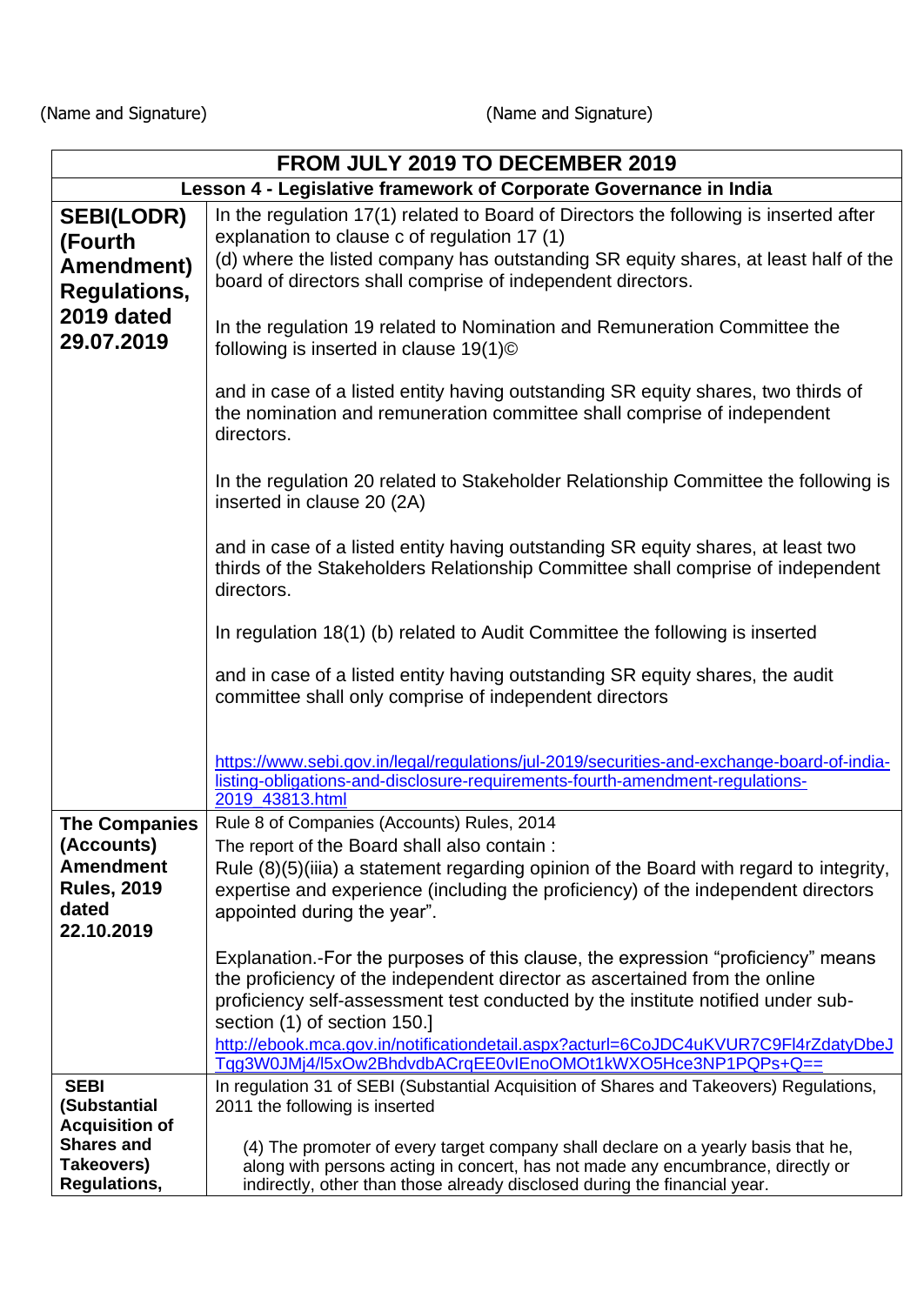(Name and Signature) (Name and Signature)

| FROM JULY 2019 TO DECEMBER 2019 | |
|---|---|
| **Lesson 4 - Legislative framework of Corporate Governance in India** | |
| **SEBI(LODR) (Fourth Amendment) Regulations, 2019 dated 29.07.2019** | In the regulation 17(1) related to Board of Directors the following is inserted after explanation to clause c of regulation 17 (1)<br>(d) where the listed company has outstanding SR equity shares, at least half of the board of directors shall comprise of independent directors.<br><br>In the regulation 19 related to Nomination and Remuneration Committee the following is inserted in clause 19(1)©<br><br>and in case of a listed entity having outstanding SR equity shares, two thirds of the nomination and remuneration committee shall comprise of independent directors.<br><br>In the regulation 20 related to Stakeholder Relationship Committee the following is inserted in clause 20 (2A)<br><br>and in case of a listed entity having outstanding SR equity shares, at least two thirds of the Stakeholders Relationship Committee shall comprise of independent directors.<br><br>In regulation 18(1) (b) related to Audit Committee the following is inserted<br><br>and in case of a listed entity having outstanding SR equity shares, the audit committee shall only comprise of independent directors<br><br>https://www.sebi.gov.in/legal/regulations/jul-2019/securities-and-exchange-board-of-india-listing-obligations-and-disclosure-requirements-fourth-amendment-regulations-2019_43813.html |
| **The Companies (Accounts) Amendment Rules, 2019 dated 22.10.2019** | Rule 8 of Companies (Accounts) Rules, 2014<br>The report of the Board shall also contain :<br>Rule (8)(5)(iiia) a statement regarding opinion of the Board with regard to integrity, expertise and experience (including the proficiency) of the independent directors appointed during the year".<br><br>Explanation.-For the purposes of this clause, the expression "proficiency" means the proficiency of the independent director as ascertained from the online proficiency self-assessment test conducted by the institute notified under sub-section (1) of section 150.]<br>http://ebook.mca.gov.in/notificationdetail.aspx?acturl=6CoJDC4uKVUR7C9Fl4rZdatyDbeJTqg3W0JMj4/l5xOw2BhdvdbACrqEE0vIEnoOMOt1kWXO5Hce3NP1PQPs+Q== |
| **SEBI (Substantial Acquisition of Shares and Takeovers) Regulations,** | In regulation 31 of SEBI (Substantial Acquisition of Shares and Takeovers) Regulations, 2011 the following is inserted<br><br>(4) The promoter of every target company shall declare on a yearly basis that he, along with persons acting in concert, has not made any encumbrance, directly or indirectly, other than those already disclosed during the financial year. |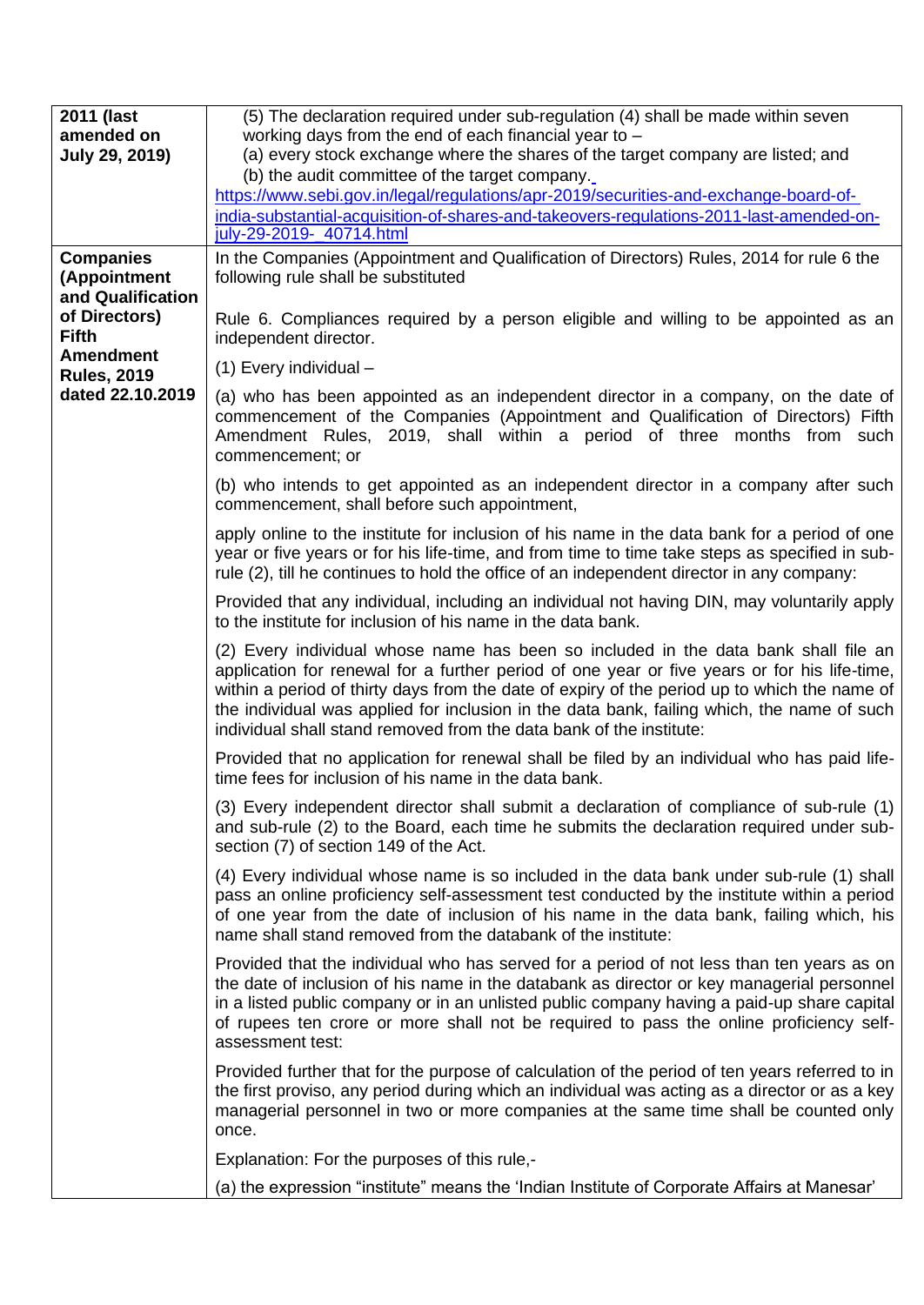| | |
|---|---|
| **2011 (last amended on July 29, 2019)** | (5) The declaration required under sub-regulation (4) shall be made within seven working days from the end of each financial year to –<br>(a) every stock exchange where the shares of the target company are listed; and<br>(b) the audit committee of the target company.<br>https://www.sebi.gov.in/legal/regulations/apr-2019/securities-and-exchange-board-of-india-substantial-acquisition-of-shares-and-takeovers-regulations-2011-last-amended-on-july-29-2019-_40714.html |
| **Companies (Appointment and Qualification of Directors) Fifth Amendment Rules, 2019 dated 22.10.2019** | In the Companies (Appointment and Qualification of Directors) Rules, 2014 for rule 6 the following rule shall be substituted<br><br>Rule 6. Compliances required by a person eligible and willing to be appointed as an independent director.<br><br>(1) Every individual –<br><br>(a) who has been appointed as an independent director in a company, on the date of commencement of the Companies (Appointment and Qualification of Directors) Fifth Amendment Rules, 2019, shall within a period of three months from such commencement; or<br><br>(b) who intends to get appointed as an independent director in a company after such commencement, shall before such appointment,<br><br>apply online to the institute for inclusion of his name in the data bank for a period of one year or five years or for his life-time, and from time to time take steps as specified in sub-rule (2), till he continues to hold the office of an independent director in any company:<br><br>Provided that any individual, including an individual not having DIN, may voluntarily apply to the institute for inclusion of his name in the data bank.<br><br>(2) Every individual whose name has been so included in the data bank shall file an application for renewal for a further period of one year or five years or for his life-time, within a period of thirty days from the date of expiry of the period up to which the name of the individual was applied for inclusion in the data bank, failing which, the name of such individual shall stand removed from the data bank of the institute:<br><br>Provided that no application for renewal shall be filed by an individual who has paid life-time fees for inclusion of his name in the data bank.<br><br>(3) Every independent director shall submit a declaration of compliance of sub-rule (1) and sub-rule (2) to the Board, each time he submits the declaration required under sub-section (7) of section 149 of the Act.<br><br>(4) Every individual whose name is so included in the data bank under sub-rule (1) shall pass an online proficiency self-assessment test conducted by the institute within a period of one year from the date of inclusion of his name in the data bank, failing which, his name shall stand removed from the databank of the institute:<br><br>Provided that the individual who has served for a period of not less than ten years as on the date of inclusion of his name in the databank as director or key managerial personnel in a listed public company or in an unlisted public company having a paid-up share capital of rupees ten crore or more shall not be required to pass the online proficiency self-assessment test:<br><br>Provided further that for the purpose of calculation of the period of ten years referred to in the first proviso, any period during which an individual was acting as a director or as a key managerial personnel in two or more companies at the same time shall be counted only once.<br><br>Explanation: For the purposes of this rule,-<br><br>(a) the expression "institute" means the 'Indian Institute of Corporate Affairs at Manesar' |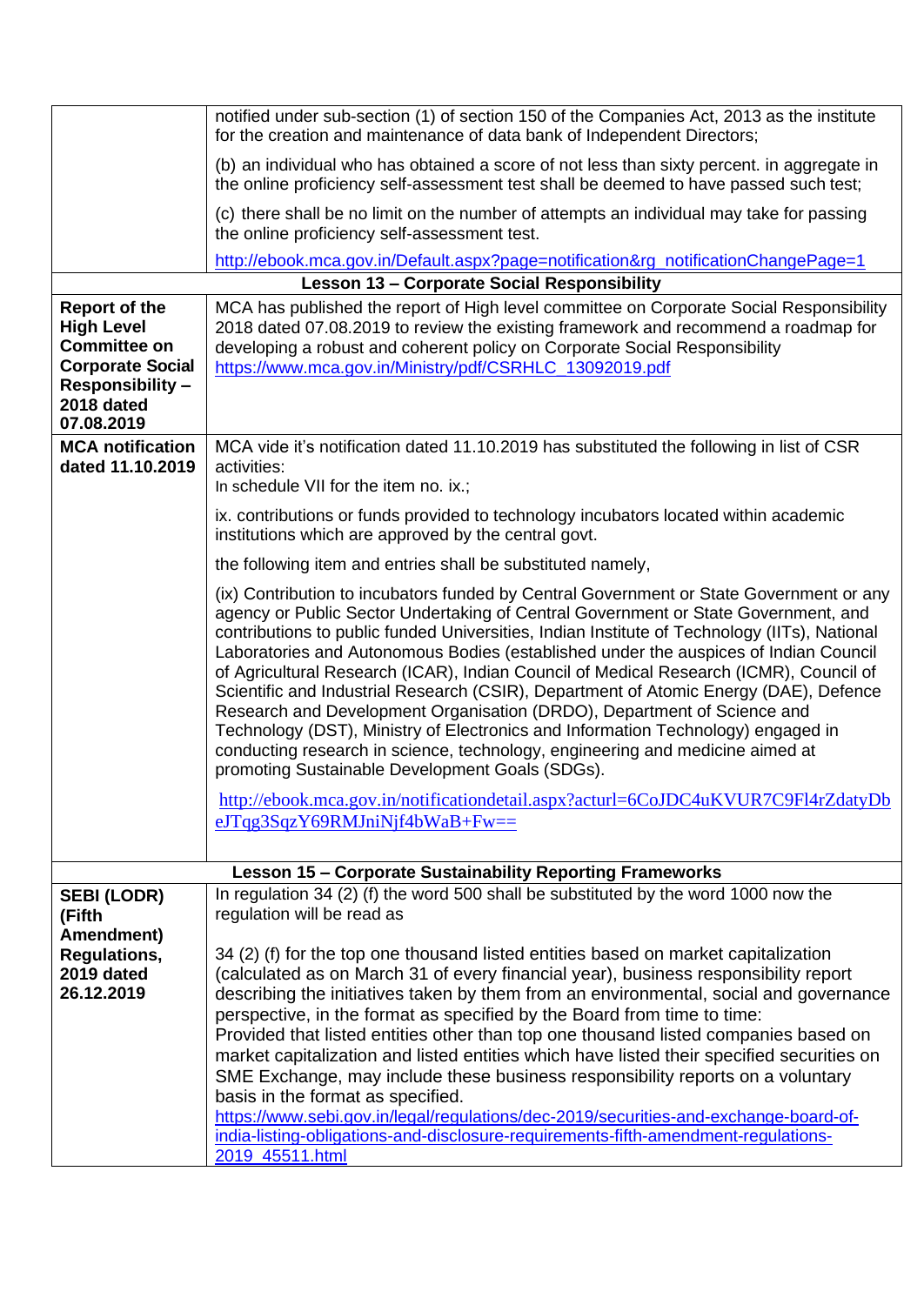| | |
|---|---|
| | notified under sub-section (1) of section 150 of the Companies Act, 2013 as the institute for the creation and maintenance of data bank of Independent Directors;<br><br>(b) an individual who has obtained a score of not less than sixty percent. in aggregate in the online proficiency self-assessment test shall be deemed to have passed such test;<br><br>(c) there shall be no limit on the number of attempts an individual may take for passing the online proficiency self-assessment test.<br><br>http://ebook.mca.gov.in/Default.aspx?page=notification&rg_notificationChangePage=1 |
| **Lesson 13 – Corporate Social Responsibility** | |
| **Report of the High Level Committee on Corporate Social Responsibility – 2018 dated 07.08.2019** | MCA has published the report of High level committee on Corporate Social Responsibility 2018 dated 07.08.2019 to review the existing framework and recommend a roadmap for developing a robust and coherent policy on Corporate Social Responsibility https://www.mca.gov.in/Ministry/pdf/CSRHLC_13092019.pdf |
| **MCA notification dated 11.10.2019** | MCA vide it's notification dated 11.10.2019 has substituted the following in list of CSR activities:<br>In schedule VII for the item no. ix.;<br><br>ix. contributions or funds provided to technology incubators located within academic institutions which are approved by the central govt.<br><br>the following item and entries shall be substituted namely,<br><br>(ix) Contribution to incubators funded by Central Government or State Government or any agency or Public Sector Undertaking of Central Government or State Government, and contributions to public funded Universities, Indian Institute of Technology (IITs), National Laboratories and Autonomous Bodies (established under the auspices of Indian Council of Agricultural Research (ICAR), Indian Council of Medical Research (ICMR), Council of Scientific and Industrial Research (CSIR), Department of Atomic Energy (DAE), Defence Research and Development Organisation (DRDO), Department of Science and Technology (DST), Ministry of Electronics and Information Technology) engaged in conducting research in science, technology, engineering and medicine aimed at promoting Sustainable Development Goals (SDGs).<br><br>http://ebook.mca.gov.in/notificationdetail.aspx?acturl=6CoJDC4uKVUR7C9Fl4rZdatyDbeJTqg3SqzY69RMJniNjf4bWaB+Fw== |
| **Lesson 15 – Corporate Sustainability Reporting Frameworks** | |
| **SEBI (LODR) (Fifth Amendment) Regulations, 2019 dated 26.12.2019** | In regulation 34 (2) (f) the word 500 shall be substituted by the word 1000 now the regulation will be read as<br><br>34 (2) (f) for the top one thousand listed entities based on market capitalization (calculated as on March 31 of every financial year), business responsibility report describing the initiatives taken by them from an environmental, social and governance perspective, in the format as specified by the Board from time to time:<br>Provided that listed entities other than top one thousand listed companies based on market capitalization and listed entities which have listed their specified securities on SME Exchange, may include these business responsibility reports on a voluntary basis in the format as specified.<br>https://www.sebi.gov.in/legal/regulations/dec-2019/securities-and-exchange-board-of-india-listing-obligations-and-disclosure-requirements-fifth-amendment-regulations-2019_45511.html |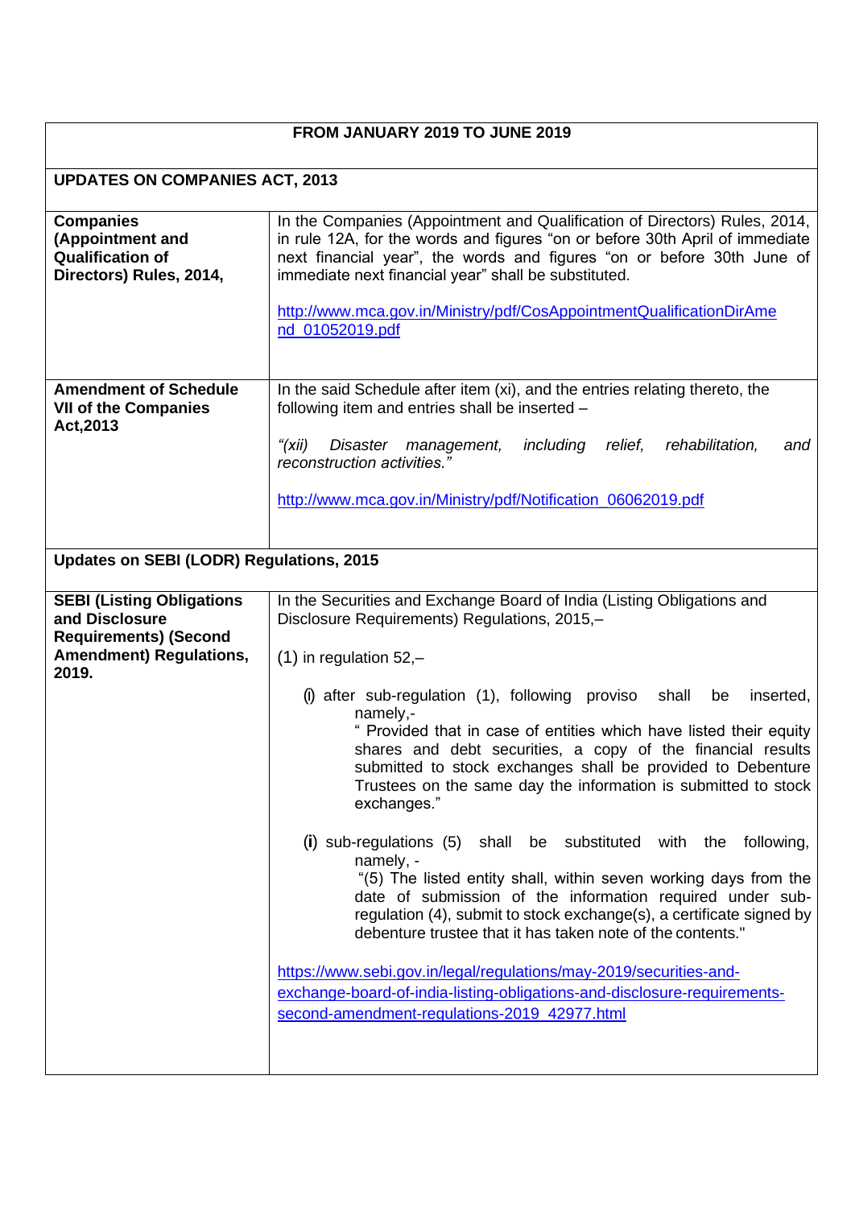| FROM JANUARY 2019 TO JUNE 2019 | |
|---|---|
| **UPDATES ON COMPANIES ACT, 2013** | |
| **Companies (Appointment and Qualification of Directors) Rules, 2014,** | In the Companies (Appointment and Qualification of Directors) Rules, 2014, in rule 12A, for the words and figures "on or before 30th April of immediate next financial year", the words and figures "on or before 30th June of immediate next financial year" shall be substituted.<br><br>http://www.mca.gov.in/Ministry/pdf/CosAppointmentQualificationDirAmend_01052019.pdf |
| **Amendment of Schedule VII of the Companies Act,2013** | In the said Schedule after item (xi), and the entries relating thereto, the following item and entries shall be inserted –<br><br>*"(xii) Disaster management, including relief, rehabilitation, and reconstruction activities."*<br><br>http://www.mca.gov.in/Ministry/pdf/Notification_06062019.pdf |
| **Updates on SEBI (LODR) Regulations, 2015** | |
| **SEBI (Listing Obligations and Disclosure Requirements) (Second Amendment) Regulations, 2019.** | In the Securities and Exchange Board of India (Listing Obligations and Disclosure Requirements) Regulations, 2015,–<br><br>(1) in regulation 52,–<br><br>(i) after sub-regulation (1), following proviso shall be inserted, namely,- " Provided that in case of entities which have listed their equity shares and debt securities, a copy of the financial results submitted to stock exchanges shall be provided to Debenture Trustees on the same day the information is submitted to stock exchanges."<br><br>(i) sub-regulations (5) shall be substituted with the following, namely, - "(5) The listed entity shall, within seven working days from the date of submission of the information required under sub-regulation (4), submit to stock exchange(s), a certificate signed by debenture trustee that it has taken note of the contents."<br><br>https://www.sebi.gov.in/legal/regulations/may-2019/securities-and-exchange-board-of-india-listing-obligations-and-disclosure-requirements-second-amendment-regulations-2019_42977.html |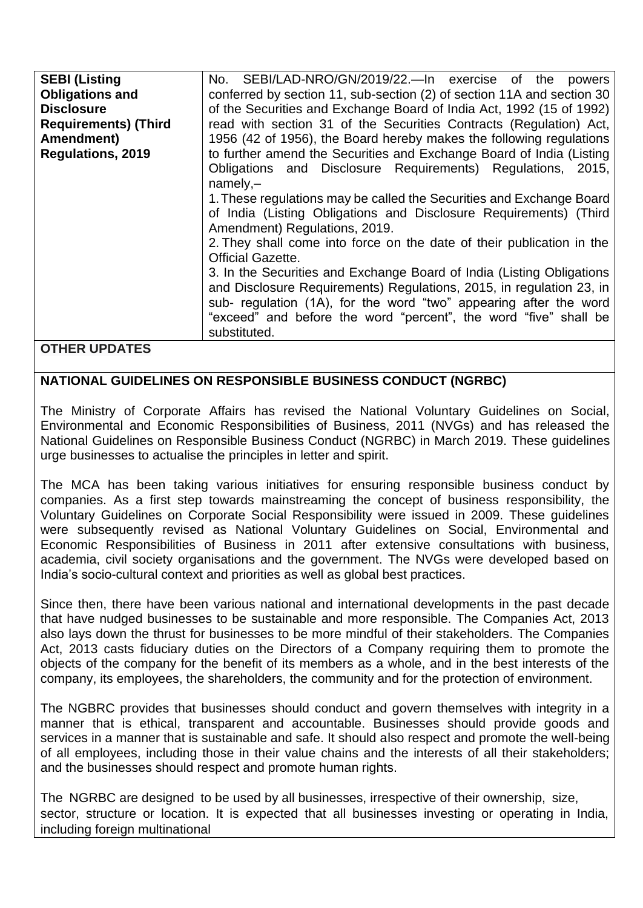| **SEBI (Listing Obligations and Disclosure Requirements) (Third Amendment) Regulations, 2019** | No. SEBI/LAD-NRO/GN/2019/22.—In exercise of the powers conferred by section 11, sub-section (2) of section 11A and section 30 of the Securities and Exchange Board of India Act, 1992 (15 of 1992) read with section 31 of the Securities Contracts (Regulation) Act, 1956 (42 of 1956), the Board hereby makes the following regulations to further amend the Securities and Exchange Board of India (Listing Obligations and Disclosure Requirements) Regulations, 2015, namely,–<br>1. These regulations may be called the Securities and Exchange Board of India (Listing Obligations and Disclosure Requirements) (Third Amendment) Regulations, 2019.<br>2. They shall come into force on the date of their publication in the Official Gazette.<br>3. In the Securities and Exchange Board of India (Listing Obligations and Disclosure Requirements) Regulations, 2015, in regulation 23, in sub- regulation (1A), for the word "two" appearing after the word "exceed" and before the word "percent", the word "five" shall be substituted. |
|---|---|

## OTHER UPDATES

### NATIONAL GUIDELINES ON RESPONSIBLE BUSINESS CONDUCT (NGRBC)

The Ministry of Corporate Affairs has revised the National Voluntary Guidelines on Social, Environmental and Economic Responsibilities of Business, 2011 (NVGs) and has released the National Guidelines on Responsible Business Conduct (NGRBC) in March 2019. These guidelines urge businesses to actualise the principles in letter and spirit.

The MCA has been taking various initiatives for ensuring responsible business conduct by companies. As a first step towards mainstreaming the concept of business responsibility, the Voluntary Guidelines on Corporate Social Responsibility were issued in 2009. These guidelines were subsequently revised as National Voluntary Guidelines on Social, Environmental and Economic Responsibilities of Business in 2011 after extensive consultations with business, academia, civil society organisations and the government. The NVGs were developed based on India's socio-cultural context and priorities as well as global best practices.

Since then, there have been various national and international developments in the past decade that have nudged businesses to be sustainable and more responsible. The Companies Act, 2013 also lays down the thrust for businesses to be more mindful of their stakeholders. The Companies Act, 2013 casts fiduciary duties on the Directors of a Company requiring them to promote the objects of the company for the benefit of its members as a whole, and in the best interests of the company, its employees, the shareholders, the community and for the protection of environment.

The NGBRC provides that businesses should conduct and govern themselves with integrity in a manner that is ethical, transparent and accountable. Businesses should provide goods and services in a manner that is sustainable and safe. It should also respect and promote the well-being of all employees, including those in their value chains and the interests of all their stakeholders; and the businesses should respect and promote human rights.

The NGRBC are designed to be used by all businesses, irrespective of their ownership, size, sector, structure or location. It is expected that all businesses investing or operating in India, including foreign multinational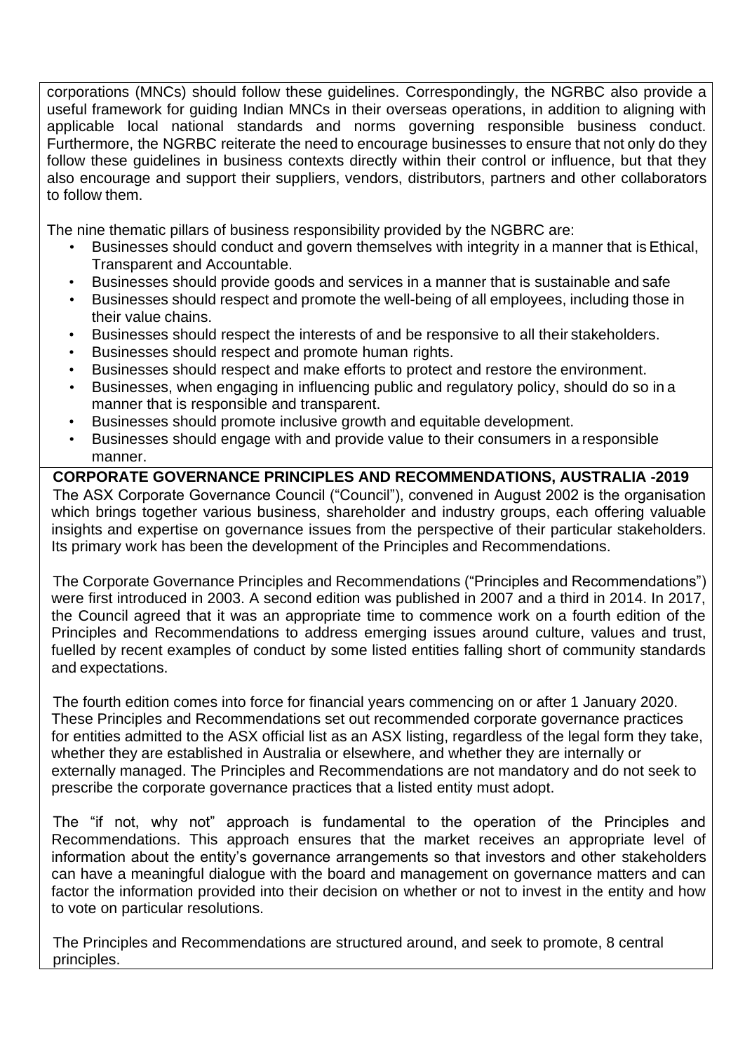corporations (MNCs) should follow these guidelines. Correspondingly, the NGRBC also provide a useful framework for guiding Indian MNCs in their overseas operations, in addition to aligning with applicable local national standards and norms governing responsible business conduct. Furthermore, the NGRBC reiterate the need to encourage businesses to ensure that not only do they follow these guidelines in business contexts directly within their control or influence, but that they also encourage and support their suppliers, vendors, distributors, partners and other collaborators to follow them.

The nine thematic pillars of business responsibility provided by the NGBRC are:

- Businesses should conduct and govern themselves with integrity in a manner that is Ethical, Transparent and Accountable.
- Businesses should provide goods and services in a manner that is sustainable and safe
- Businesses should respect and promote the well-being of all employees, including those in their value chains.
- Businesses should respect the interests of and be responsive to all their stakeholders.
- Businesses should respect and promote human rights.
- Businesses should respect and make efforts to protect and restore the environment.
- Businesses, when engaging in influencing public and regulatory policy, should do so in a manner that is responsible and transparent.
- Businesses should promote inclusive growth and equitable development.
- Businesses should engage with and provide value to their consumers in a responsible manner.

**CORPORATE GOVERNANCE PRINCIPLES AND RECOMMENDATIONS, AUSTRALIA -2019**

The ASX Corporate Governance Council ("Council"), convened in August 2002 is the organisation which brings together various business, shareholder and industry groups, each offering valuable insights and expertise on governance issues from the perspective of their particular stakeholders. Its primary work has been the development of the Principles and Recommendations.

The Corporate Governance Principles and Recommendations ("Principles and Recommendations") were first introduced in 2003. A second edition was published in 2007 and a third in 2014. In 2017, the Council agreed that it was an appropriate time to commence work on a fourth edition of the Principles and Recommendations to address emerging issues around culture, values and trust, fuelled by recent examples of conduct by some listed entities falling short of community standards and expectations.

The fourth edition comes into force for financial years commencing on or after 1 January 2020. These Principles and Recommendations set out recommended corporate governance practices for entities admitted to the ASX official list as an ASX listing, regardless of the legal form they take, whether they are established in Australia or elsewhere, and whether they are internally or externally managed. The Principles and Recommendations are not mandatory and do not seek to prescribe the corporate governance practices that a listed entity must adopt.

The "if not, why not" approach is fundamental to the operation of the Principles and Recommendations. This approach ensures that the market receives an appropriate level of information about the entity's governance arrangements so that investors and other stakeholders can have a meaningful dialogue with the board and management on governance matters and can factor the information provided into their decision on whether or not to invest in the entity and how to vote on particular resolutions.

The Principles and Recommendations are structured around, and seek to promote, 8 central principles.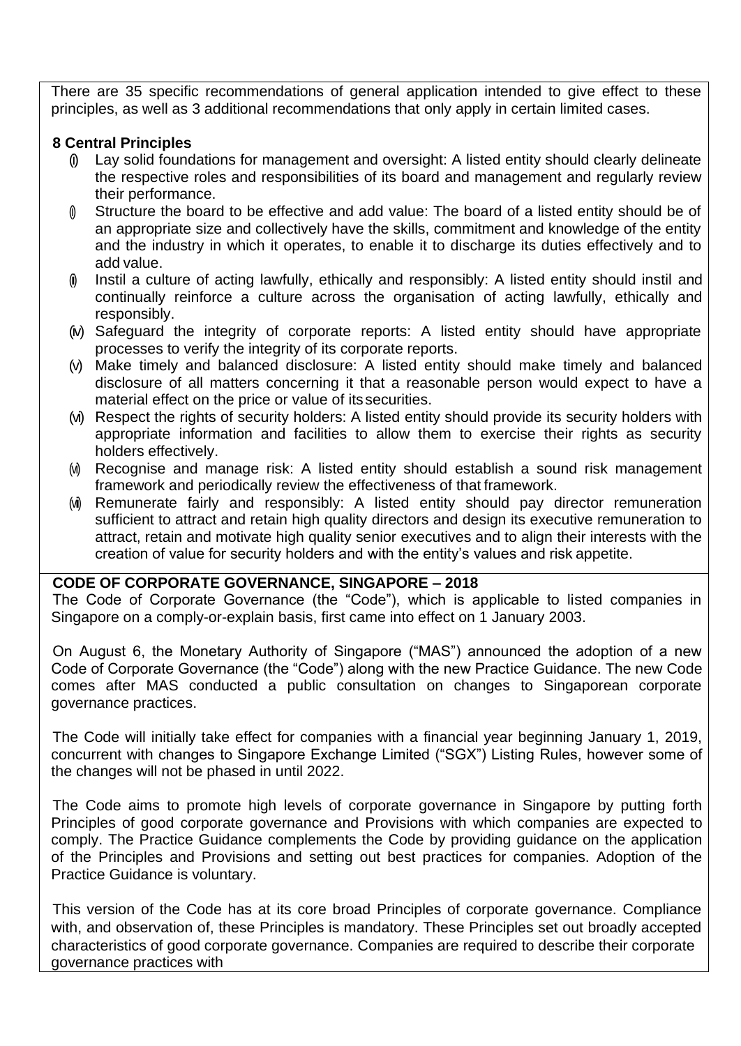There are 35 specific recommendations of general application intended to give effect to these principles, as well as 3 additional recommendations that only apply in certain limited cases.

**8 Central Principles**

- (i) Lay solid foundations for management and oversight: A listed entity should clearly delineate the respective roles and responsibilities of its board and management and regularly review their performance.
- (ii) Structure the board to be effective and add value: The board of a listed entity should be of an appropriate size and collectively have the skills, commitment and knowledge of the entity and the industry in which it operates, to enable it to discharge its duties effectively and to add value.
- (iii) Instil a culture of acting lawfully, ethically and responsibly: A listed entity should instil and continually reinforce a culture across the organisation of acting lawfully, ethically and responsibly.
- (iv) Safeguard the integrity of corporate reports: A listed entity should have appropriate processes to verify the integrity of its corporate reports.
- (v) Make timely and balanced disclosure: A listed entity should make timely and balanced disclosure of all matters concerning it that a reasonable person would expect to have a material effect on the price or value of its securities.
- (vi) Respect the rights of security holders: A listed entity should provide its security holders with appropriate information and facilities to allow them to exercise their rights as security holders effectively.
- (vii) Recognise and manage risk: A listed entity should establish a sound risk management framework and periodically review the effectiveness of that framework.
- (viii) Remunerate fairly and responsibly: A listed entity should pay director remuneration sufficient to attract and retain high quality directors and design its executive remuneration to attract, retain and motivate high quality senior executives and to align their interests with the creation of value for security holders and with the entity's values and risk appetite.

**CODE OF CORPORATE GOVERNANCE, SINGAPORE – 2018**

The Code of Corporate Governance (the "Code"), which is applicable to listed companies in Singapore on a comply-or-explain basis, first came into effect on 1 January 2003.

On August 6, the Monetary Authority of Singapore ("MAS") announced the adoption of a new Code of Corporate Governance (the "Code") along with the new Practice Guidance. The new Code comes after MAS conducted a public consultation on changes to Singaporean corporate governance practices.

The Code will initially take effect for companies with a financial year beginning January 1, 2019, concurrent with changes to Singapore Exchange Limited ("SGX") Listing Rules, however some of the changes will not be phased in until 2022.

The Code aims to promote high levels of corporate governance in Singapore by putting forth Principles of good corporate governance and Provisions with which companies are expected to comply. The Practice Guidance complements the Code by providing guidance on the application of the Principles and Provisions and setting out best practices for companies. Adoption of the Practice Guidance is voluntary.

This version of the Code has at its core broad Principles of corporate governance. Compliance with, and observation of, these Principles is mandatory. These Principles set out broadly accepted characteristics of good corporate governance. Companies are required to describe their corporate governance practices with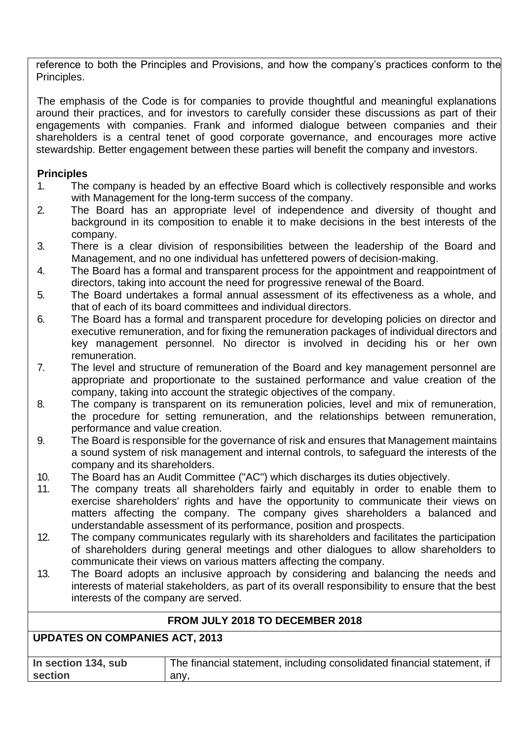reference to both the Principles and Provisions, and how the company's practices conform to the Principles.

The emphasis of the Code is for companies to provide thoughtful and meaningful explanations around their practices, and for investors to carefully consider these discussions as part of their engagements with companies. Frank and informed dialogue between companies and their shareholders is a central tenet of good corporate governance, and encourages more active stewardship. Better engagement between these parties will benefit the company and investors.

**Principles**

1. The company is headed by an effective Board which is collectively responsible and works with Management for the long-term success of the company.
2. The Board has an appropriate level of independence and diversity of thought and background in its composition to enable it to make decisions in the best interests of the company.
3. There is a clear division of responsibilities between the leadership of the Board and Management, and no one individual has unfettered powers of decision-making.
4. The Board has a formal and transparent process for the appointment and reappointment of directors, taking into account the need for progressive renewal of the Board.
5. The Board undertakes a formal annual assessment of its effectiveness as a whole, and that of each of its board committees and individual directors.
6. The Board has a formal and transparent procedure for developing policies on director and executive remuneration, and for fixing the remuneration packages of individual directors and key management personnel. No director is involved in deciding his or her own remuneration.
7. The level and structure of remuneration of the Board and key management personnel are appropriate and proportionate to the sustained performance and value creation of the company, taking into account the strategic objectives of the company.
8. The company is transparent on its remuneration policies, level and mix of remuneration, the procedure for setting remuneration, and the relationships between remuneration, performance and value creation.
9. The Board is responsible for the governance of risk and ensures that Management maintains a sound system of risk management and internal controls, to safeguard the interests of the company and its shareholders.
10. The Board has an Audit Committee ("AC") which discharges its duties objectively.
11. The company treats all shareholders fairly and equitably in order to enable them to exercise shareholders' rights and have the opportunity to communicate their views on matters affecting the company. The company gives shareholders a balanced and understandable assessment of its performance, position and prospects.
12. The company communicates regularly with its shareholders and facilitates the participation of shareholders during general meetings and other dialogues to allow shareholders to communicate their views on various matters affecting the company.
13. The Board adopts an inclusive approach by considering and balancing the needs and interests of material stakeholders, as part of its overall responsibility to ensure that the best interests of the company are served.

## FROM JULY 2018 TO DECEMBER 2018

### UPDATES ON COMPANIES ACT, 2013

| **In section 134, sub section** | The financial statement, including consolidated financial statement, if any, |
|---|---|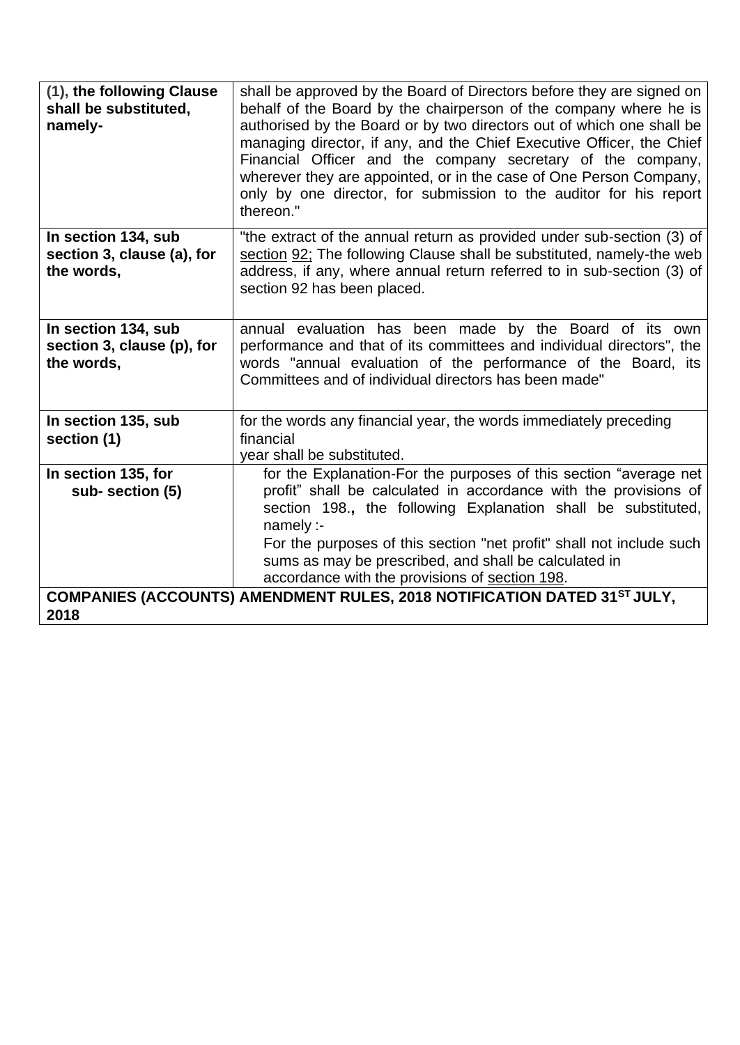| | |
|---|---|
| **(1), the following Clause shall be substituted, namely-** | shall be approved by the Board of Directors before they are signed on behalf of the Board by the chairperson of the company where he is authorised by the Board or by two directors out of which one shall be managing director, if any, and the Chief Executive Officer, the Chief Financial Officer and the company secretary of the company, wherever they are appointed, or in the case of One Person Company, only by one director, for submission to the auditor for his report thereon." |
| **In section 134, sub section 3, clause (a), for the words,** | "the extract of the annual return as provided under sub-section (3) of section 92; The following Clause shall be substituted, namely-the web address, if any, where annual return referred to in sub-section (3) of section 92 has been placed. |
| **In section 134, sub section 3, clause (p), for the words,** | annual evaluation has been made by the Board of its own performance and that of its committees and individual directors", the words "annual evaluation of the performance of the Board, its Committees and of individual directors has been made" |
| **In section 135, sub section (1)** | for the words any financial year, the words immediately preceding financial year shall be substituted. |
| **In section 135, for sub- section (5)** | for the Explanation-For the purposes of this section "average net profit" shall be calculated in accordance with the provisions of section 198.**,** the following Explanation shall be substituted, namely :- For the purposes of this section "net profit" shall not include such sums as may be prescribed, and shall be calculated in accordance with the provisions of section 198. |
| **COMPANIES (ACCOUNTS) AMENDMENT RULES, 2018 NOTIFICATION DATED 31ST JULY, 2018** | |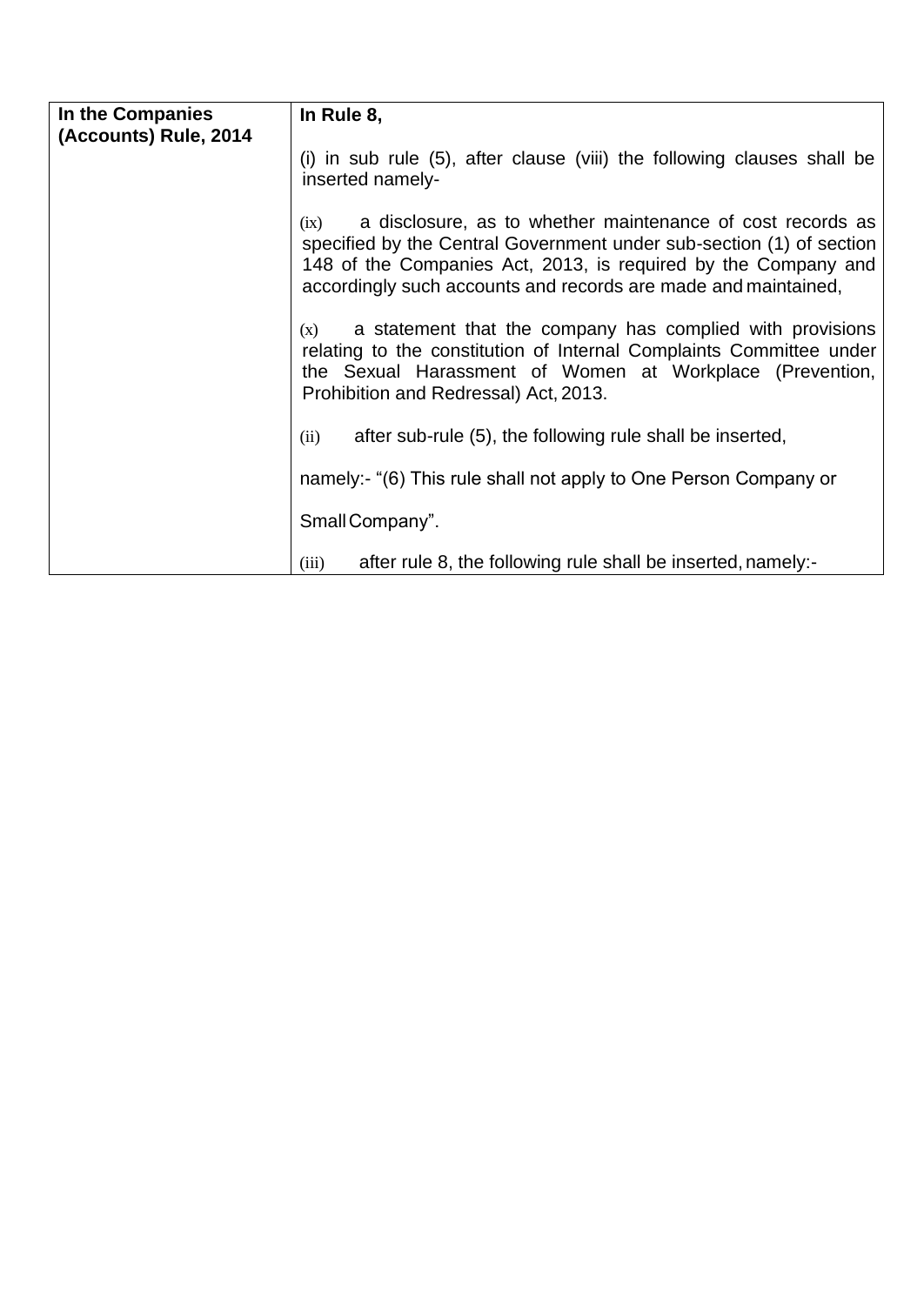| In the Companies (Accounts) Rule, 2014 | In Rule 8,<br><br>(i) in sub rule (5), after clause (viii) the following clauses shall be inserted namely-<br><br>(ix) a disclosure, as to whether maintenance of cost records as specified by the Central Government under sub-section (1) of section 148 of the Companies Act, 2013, is required by the Company and accordingly such accounts and records are made and maintained,<br><br>(x) a statement that the company has complied with provisions relating to the constitution of Internal Complaints Committee under the Sexual Harassment of Women at Workplace (Prevention, Prohibition and Redressal) Act, 2013.<br><br>(ii) after sub-rule (5), the following rule shall be inserted,<br><br>namely:- "(6) This rule shall not apply to One Person Company or<br><br>Small Company".<br><br>(iii) after rule 8, the following rule shall be inserted, namely:- |
|---|---|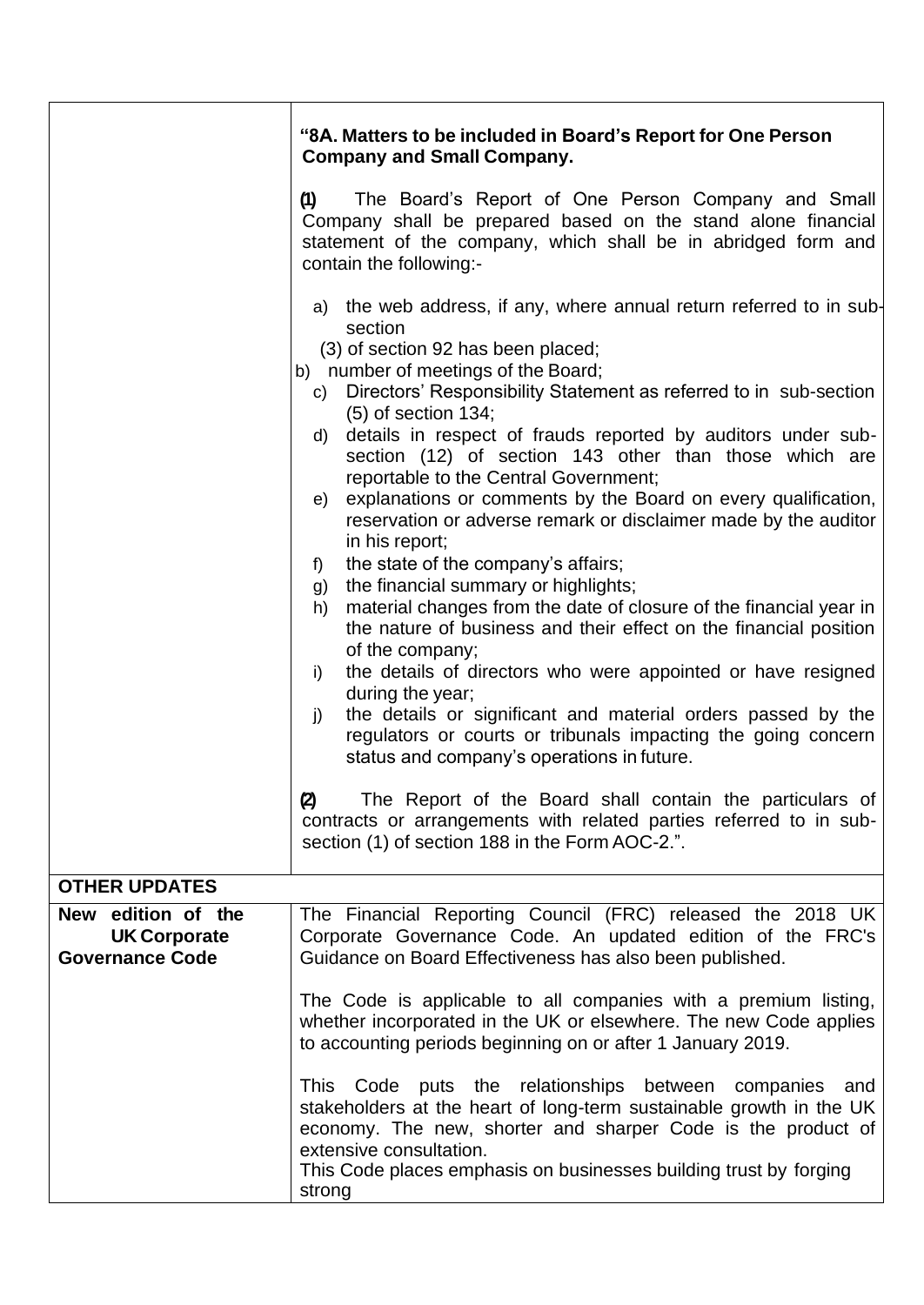| | |
|---|---|
| | **"8A. Matters to be included in Board's Report for One Person Company and Small Company.**<br><br>**(1)** The Board's Report of One Person Company and Small Company shall be prepared based on the stand alone financial statement of the company, which shall be in abridged form and contain the following:-<br><br>a) the web address, if any, where annual return referred to in sub-section (3) of section 92 has been placed;<br>b) number of meetings of the Board;<br>c) Directors' Responsibility Statement as referred to in sub-section (5) of section 134;<br>d) details in respect of frauds reported by auditors under sub-section (12) of section 143 other than those which are reportable to the Central Government;<br>e) explanations or comments by the Board on every qualification, reservation or adverse remark or disclaimer made by the auditor in his report;<br>f) the state of the company's affairs;<br>g) the financial summary or highlights;<br>h) material changes from the date of closure of the financial year in the nature of business and their effect on the financial position of the company;<br>i) the details of directors who were appointed or have resigned during the year;<br>j) the details or significant and material orders passed by the regulators or courts or tribunals impacting the going concern status and company's operations in future.<br><br>**(2)** The Report of the Board shall contain the particulars of contracts or arrangements with related parties referred to in sub-section (1) of section 188 in the Form AOC-2.". |
| **OTHER UPDATES** | |
| **New edition of the UK Corporate Governance Code** | The Financial Reporting Council (FRC) released the 2018 UK Corporate Governance Code. An updated edition of the FRC's Guidance on Board Effectiveness has also been published.<br><br>The Code is applicable to all companies with a premium listing, whether incorporated in the UK or elsewhere. The new Code applies to accounting periods beginning on or after 1 January 2019.<br><br>This Code puts the relationships between companies and stakeholders at the heart of long-term sustainable growth in the UK economy. The new, shorter and sharper Code is the product of extensive consultation.<br>This Code places emphasis on businesses building trust by forging strong |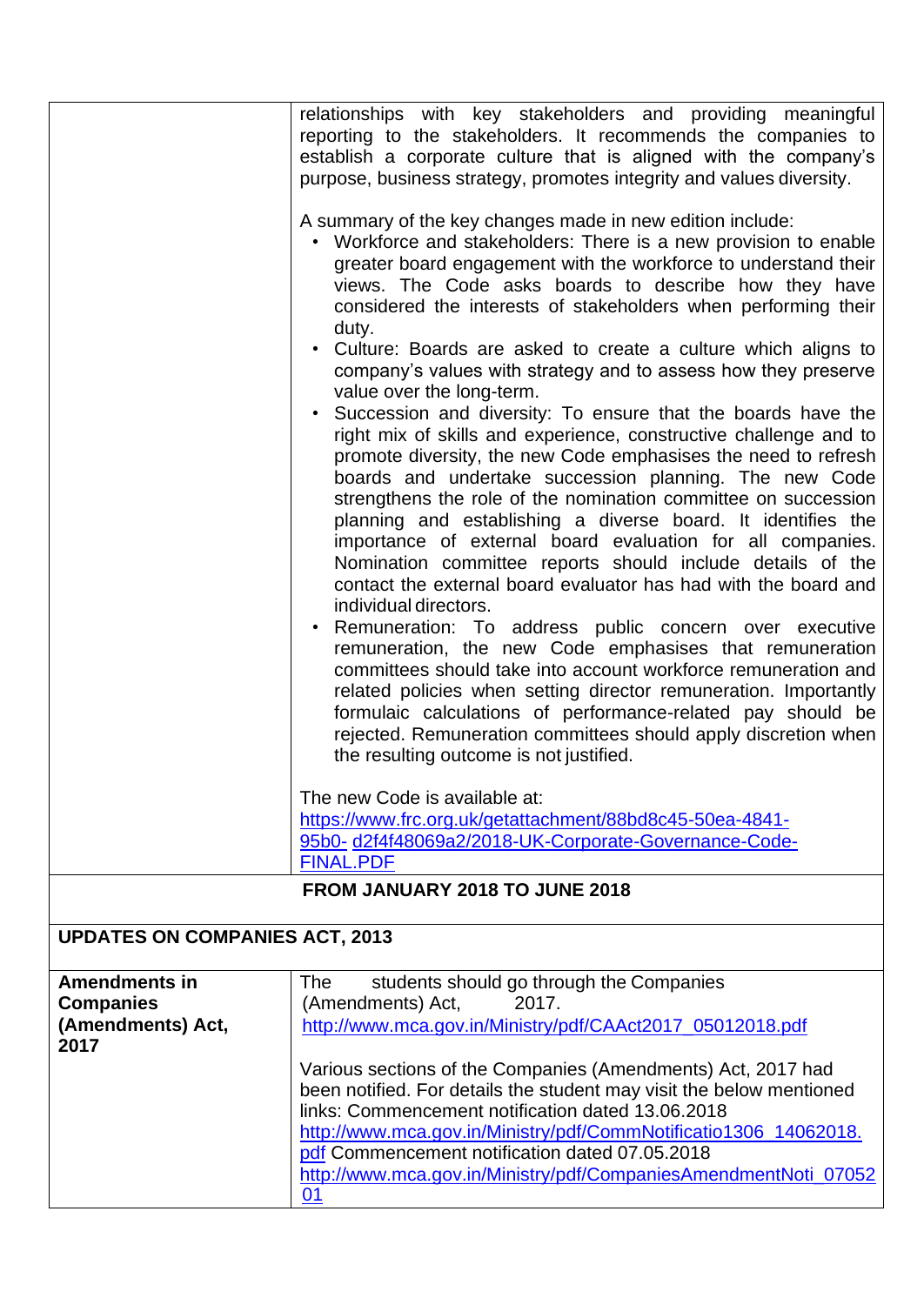| | |
|---|---|
| | relationships with key stakeholders and providing meaningful reporting to the stakeholders. It recommends the companies to establish a corporate culture that is aligned with the company's purpose, business strategy, promotes integrity and values diversity.<br><br>A summary of the key changes made in new edition include:<br>• Workforce and stakeholders: There is a new provision to enable greater board engagement with the workforce to understand their views. The Code asks boards to describe how they have considered the interests of stakeholders when performing their duty.<br>• Culture: Boards are asked to create a culture which aligns to company's values with strategy and to assess how they preserve value over the long-term.<br>• Succession and diversity: To ensure that the boards have the right mix of skills and experience, constructive challenge and to promote diversity, the new Code emphasises the need to refresh boards and undertake succession planning. The new Code strengthens the role of the nomination committee on succession planning and establishing a diverse board. It identifies the importance of external board evaluation for all companies. Nomination committee reports should include details of the contact the external board evaluator has had with the board and individual directors.<br>• Remuneration: To address public concern over executive remuneration, the new Code emphasises that remuneration committees should take into account workforce remuneration and related policies when setting director remuneration. Importantly formulaic calculations of performance-related pay should be rejected. Remuneration committees should apply discretion when the resulting outcome is not justified.<br><br>The new Code is available at:<br>https://www.frc.org.uk/getattachment/88bd8c45-50ea-4841-95b0- d2f4f48069a2/2018-UK-Corporate-Governance-Code-FINAL.PDF |
| **FROM JANUARY 2018 TO JUNE 2018** | |
| **UPDATES ON COMPANIES ACT, 2013** | |
| **Amendments in Companies (Amendments) Act, 2017** | The students should go through the Companies (Amendments) Act, 2017.<br>http://www.mca.gov.in/Ministry/pdf/CAAct2017_05012018.pdf<br><br>Various sections of the Companies (Amendments) Act, 2017 had been notified. For details the student may visit the below mentioned links: Commencement notification dated 13.06.2018<br>http://www.mca.gov.in/Ministry/pdf/CommNotificatio1306_14062018.pdf Commencement notification dated 07.05.2018<br>http://www.mca.gov.in/Ministry/pdf/CompaniesAmendmentNoti_0705201 |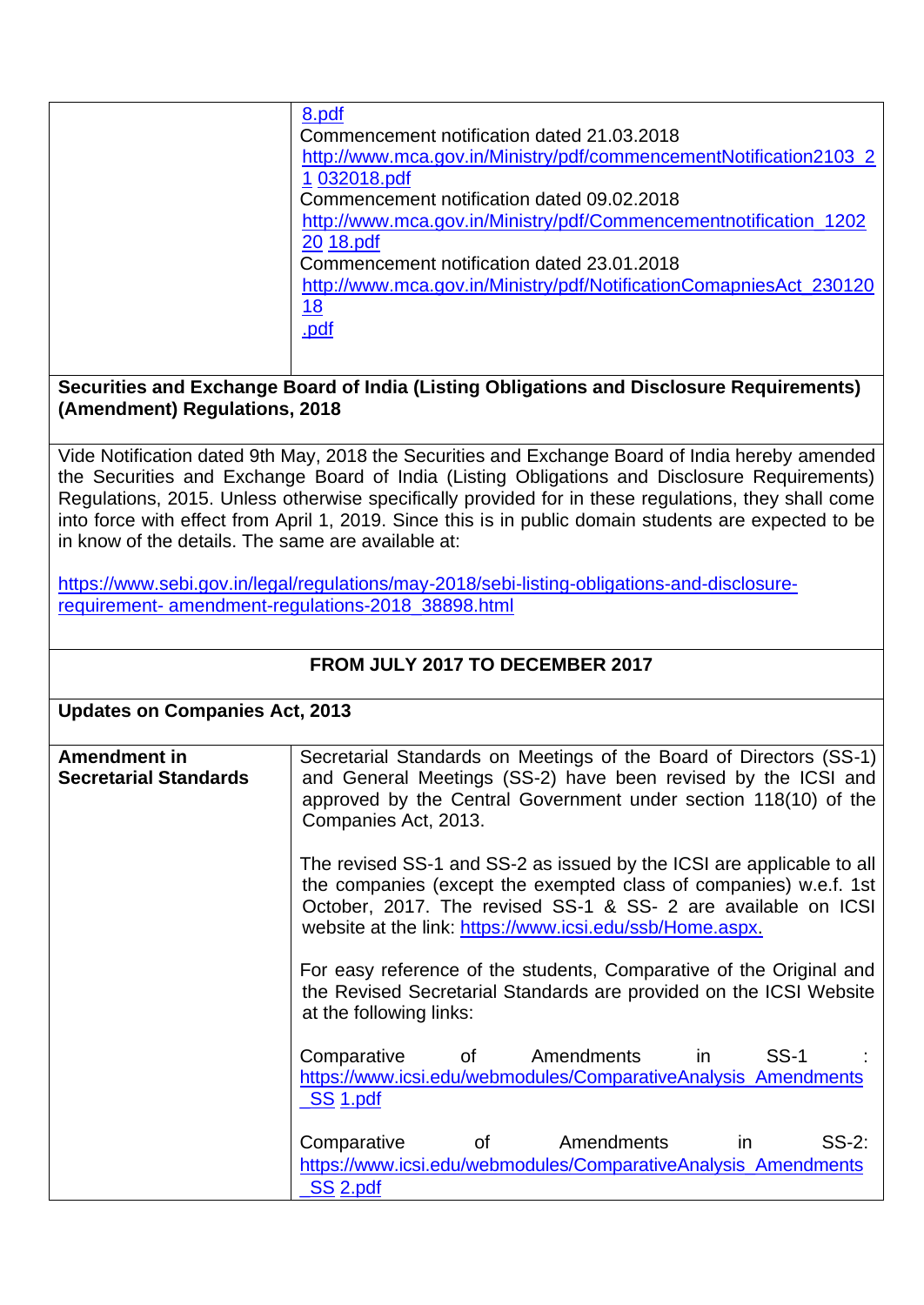| | 8.pdf<br>Commencement notification dated 21.03.2018<br>http://www.mca.gov.in/Ministry/pdf/commencementNotification2103_21 032018.pdf<br>Commencement notification dated 09.02.2018<br>http://www.mca.gov.in/Ministry/pdf/Commencementnotification_120220 18.pdf<br>Commencement notification dated 23.01.2018<br>http://www.mca.gov.in/Ministry/pdf/NotificationComapniesAct_23012018 .pdf |
|---|---|

**Securities and Exchange Board of India (Listing Obligations and Disclosure Requirements) (Amendment) Regulations, 2018**

Vide Notification dated 9th May, 2018 the Securities and Exchange Board of India hereby amended the Securities and Exchange Board of India (Listing Obligations and Disclosure Requirements) Regulations, 2015. Unless otherwise specifically provided for in these regulations, they shall come into force with effect from April 1, 2019. Since this is in public domain students are expected to be in know of the details. The same are available at:

https://www.sebi.gov.in/legal/regulations/may-2018/sebi-listing-obligations-and-disclosure-requirement- amendment-regulations-2018_38898.html

**FROM JULY 2017 TO DECEMBER 2017**

**Updates on Companies Act, 2013**

| | |
|---|---|
| **Amendment in Secretarial Standards** | Secretarial Standards on Meetings of the Board of Directors (SS-1) and General Meetings (SS-2) have been revised by the ICSI and approved by the Central Government under section 118(10) of the Companies Act, 2013.<br><br>The revised SS-1 and SS-2 as issued by the ICSI are applicable to all the companies (except the exempted class of companies) w.e.f. 1st October, 2017. The revised SS-1 & SS- 2 are available on ICSI website at the link: https://www.icsi.edu/ssb/Home.aspx.<br><br>For easy reference of the students, Comparative of the Original and the Revised Secretarial Standards are provided on the ICSI Website at the following links:<br><br>Comparative of Amendments in SS-1 : https://www.icsi.edu/webmodules/ComparativeAnalysis_Amendments_SS 1.pdf<br><br>Comparative of Amendments in SS-2: https://www.icsi.edu/webmodules/ComparativeAnalysis_Amendments_SS 2.pdf |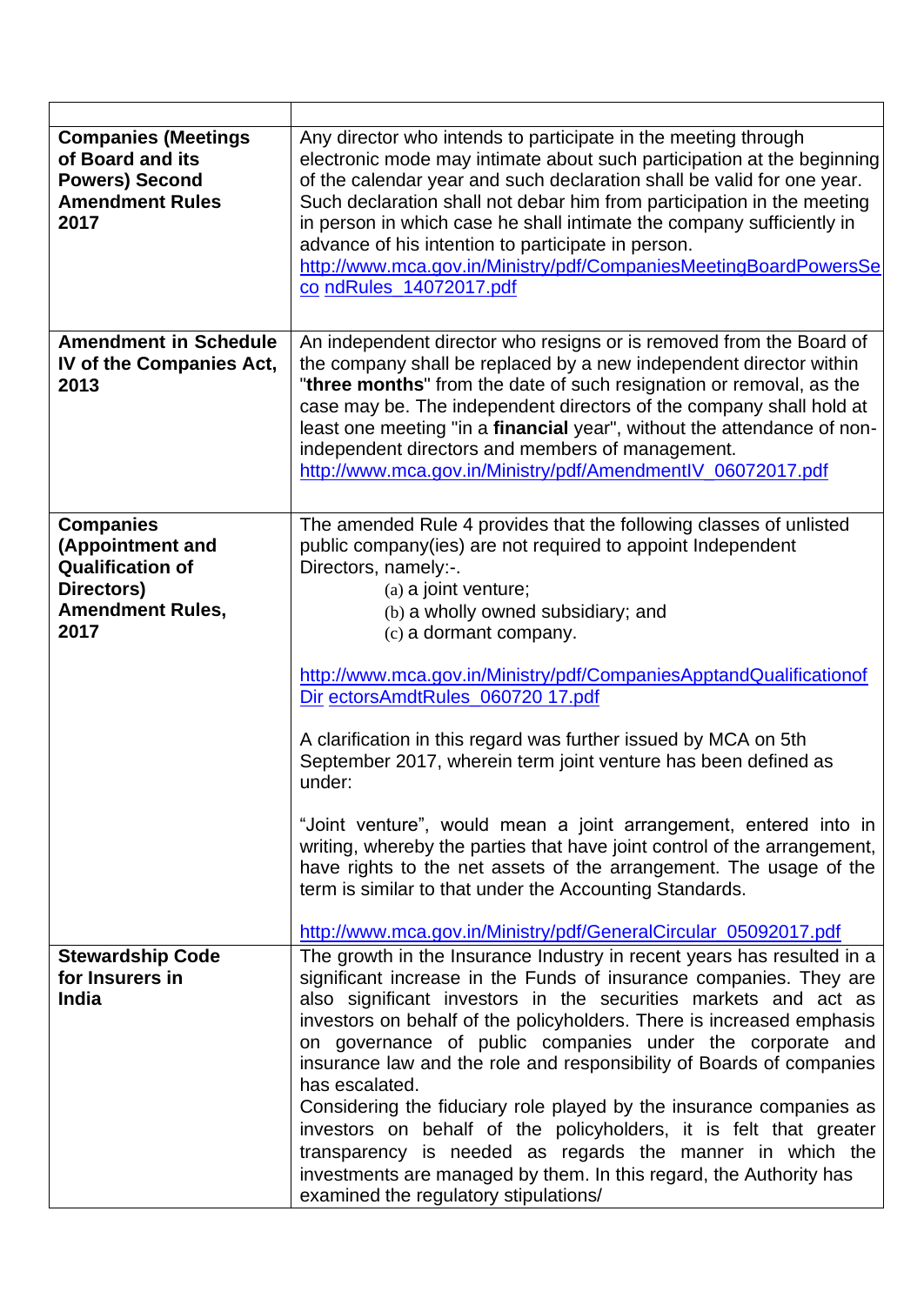| | |
|---|---|
| **Companies (Meetings of Board and its Powers) Second Amendment Rules 2017** | Any director who intends to participate in the meeting through electronic mode may intimate about such participation at the beginning of the calendar year and such declaration shall be valid for one year. Such declaration shall not debar him from participation in the meeting in person in which case he shall intimate the company sufficiently in advance of his intention to participate in person. http://www.mca.gov.in/Ministry/pdf/CompaniesMeetingBoardPowersSeco ndRules_14072017.pdf |
| **Amendment in Schedule IV of the Companies Act, 2013** | An independent director who resigns or is removed from the Board of the company shall be replaced by a new independent director within "**three months**" from the date of such resignation or removal, as the case may be. The independent directors of the company shall hold at least one meeting "in a **financial** year", without the attendance of non-independent directors and members of management. http://www.mca.gov.in/Ministry/pdf/AmendmentIV_06072017.pdf |
| **Companies (Appointment and Qualification of Directors) Amendment Rules, 2017** | The amended Rule 4 provides that the following classes of unlisted public company(ies) are not required to appoint Independent Directors, namely:-. (a) a joint venture; (b) a wholly owned subsidiary; and (c) a dormant company. <br><br> http://www.mca.gov.in/Ministry/pdf/CompaniesApptandQualificationofDir ectorsAmdtRules_060720 17.pdf <br><br> A clarification in this regard was further issued by MCA on 5th September 2017, wherein term joint venture has been defined as under: <br><br> "Joint venture", would mean a joint arrangement, entered into in writing, whereby the parties that have joint control of the arrangement, have rights to the net assets of the arrangement. The usage of the term is similar to that under the Accounting Standards. <br><br> http://www.mca.gov.in/Ministry/pdf/GeneralCircular_05092017.pdf |
| **Stewardship Code for Insurers in India** | The growth in the Insurance Industry in recent years has resulted in a significant increase in the Funds of insurance companies. They are also significant investors in the securities markets and act as investors on behalf of the policyholders. There is increased emphasis on governance of public companies under the corporate and insurance law and the role and responsibility of Boards of companies has escalated. <br> Considering the fiduciary role played by the insurance companies as investors on behalf of the policyholders, it is felt that greater transparency is needed as regards the manner in which the investments are managed by them. In this regard, the Authority has examined the regulatory stipulations/ |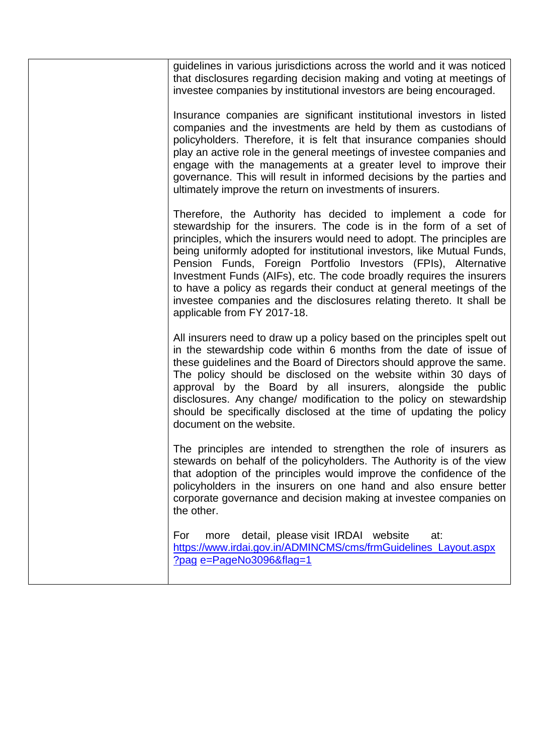| | |
|---|---|
| | guidelines in various jurisdictions across the world and it was noticed that disclosures regarding decision making and voting at meetings of investee companies by institutional investors are being encouraged.<br><br>Insurance companies are significant institutional investors in listed companies and the investments are held by them as custodians of policyholders. Therefore, it is felt that insurance companies should play an active role in the general meetings of investee companies and engage with the managements at a greater level to improve their governance. This will result in informed decisions by the parties and ultimately improve the return on investments of insurers.<br><br>Therefore, the Authority has decided to implement a code for stewardship for the insurers. The code is in the form of a set of principles, which the insurers would need to adopt. The principles are being uniformly adopted for institutional investors, like Mutual Funds, Pension Funds, Foreign Portfolio Investors (FPIs), Alternative Investment Funds (AIFs), etc. The code broadly requires the insurers to have a policy as regards their conduct at general meetings of the investee companies and the disclosures relating thereto. It shall be applicable from FY 2017-18.<br><br>All insurers need to draw up a policy based on the principles spelt out in the stewardship code within 6 months from the date of issue of these guidelines and the Board of Directors should approve the same. The policy should be disclosed on the website within 30 days of approval by the Board by all insurers, alongside the public disclosures. Any change/ modification to the policy on stewardship should be specifically disclosed at the time of updating the policy document on the website.<br><br>The principles are intended to strengthen the role of insurers as stewards on behalf of the policyholders. The Authority is of the view that adoption of the principles would improve the confidence of the policyholders in the insurers on one hand and also ensure better corporate governance and decision making at investee companies on the other.<br><br>For more detail, please visit IRDAI website at: [https://www.irdai.gov.in/ADMINCMS/cms/frmGuidelines_Layout.aspx?page=PageNo3096&flag=1](https://www.irdai.gov.in/ADMINCMS/cms/frmGuidelines_Layout.aspx?page=PageNo3096&flag=1) |